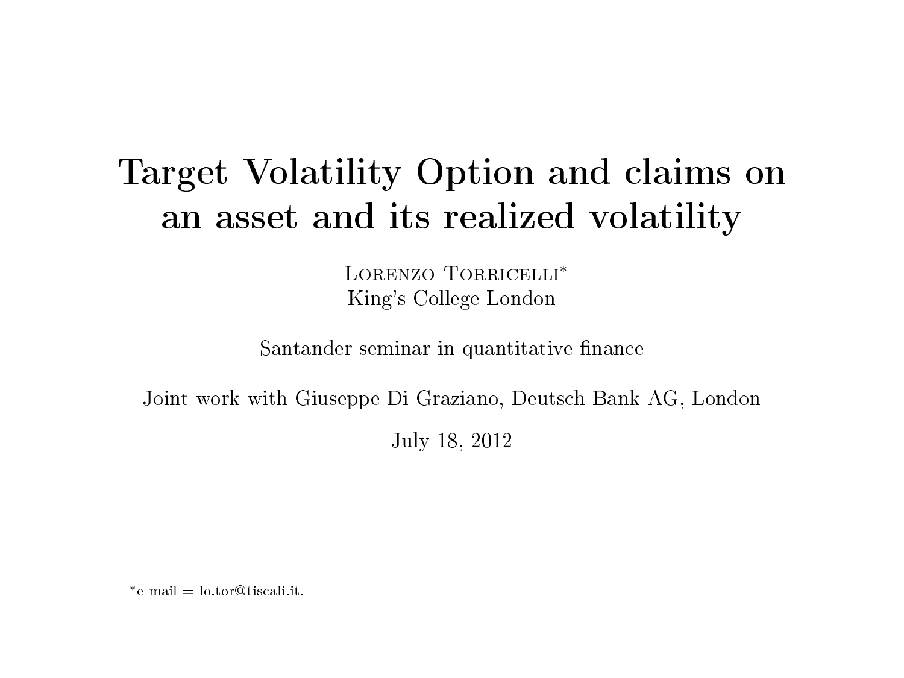# Target Volatility Option and claims on an asset and its realized volatility

Lorenzo Torricelli*
King's College London

Santander seminar in quantitative finance

Joint work with Giuseppe Di Graziano, Deutsch Bank AG, London

July 18, 2012

*e-mail = lo.tor@tiscali.it.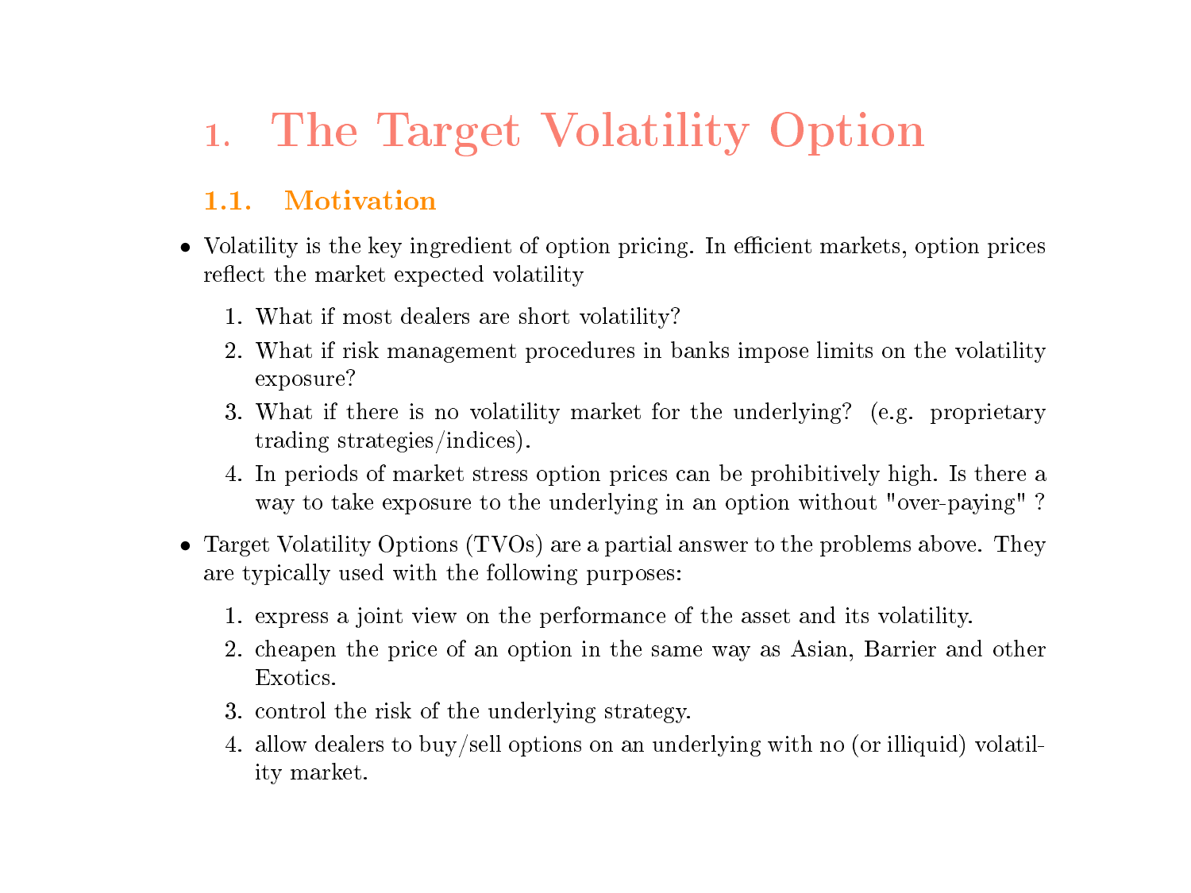# 1. The Target Volatility Option

## 1.1. Motivation

- Volatility is the key ingredient of option pricing. In efficient markets, option prices reflect the market expected volatility
  1. What if most dealers are short volatility?
  2. What if risk management procedures in banks impose limits on the volatility exposure?
  3. What if there is no volatility market for the underlying? (e.g. proprietary trading strategies/indices).
  4. In periods of market stress option prices can be prohibitively high. Is there a way to take exposure to the underlying in an option without "over-paying" ?
- Target Volatility Options (TVOs) are a partial answer to the problems above. They are typically used with the following purposes:
  1. express a joint view on the performance of the asset and its volatility.
  2. cheapen the price of an option in the same way as Asian, Barrier and other Exotics.
  3. control the risk of the underlying strategy.
  4. allow dealers to buy/sell options on an underlying with no (or illiquid) volatility market.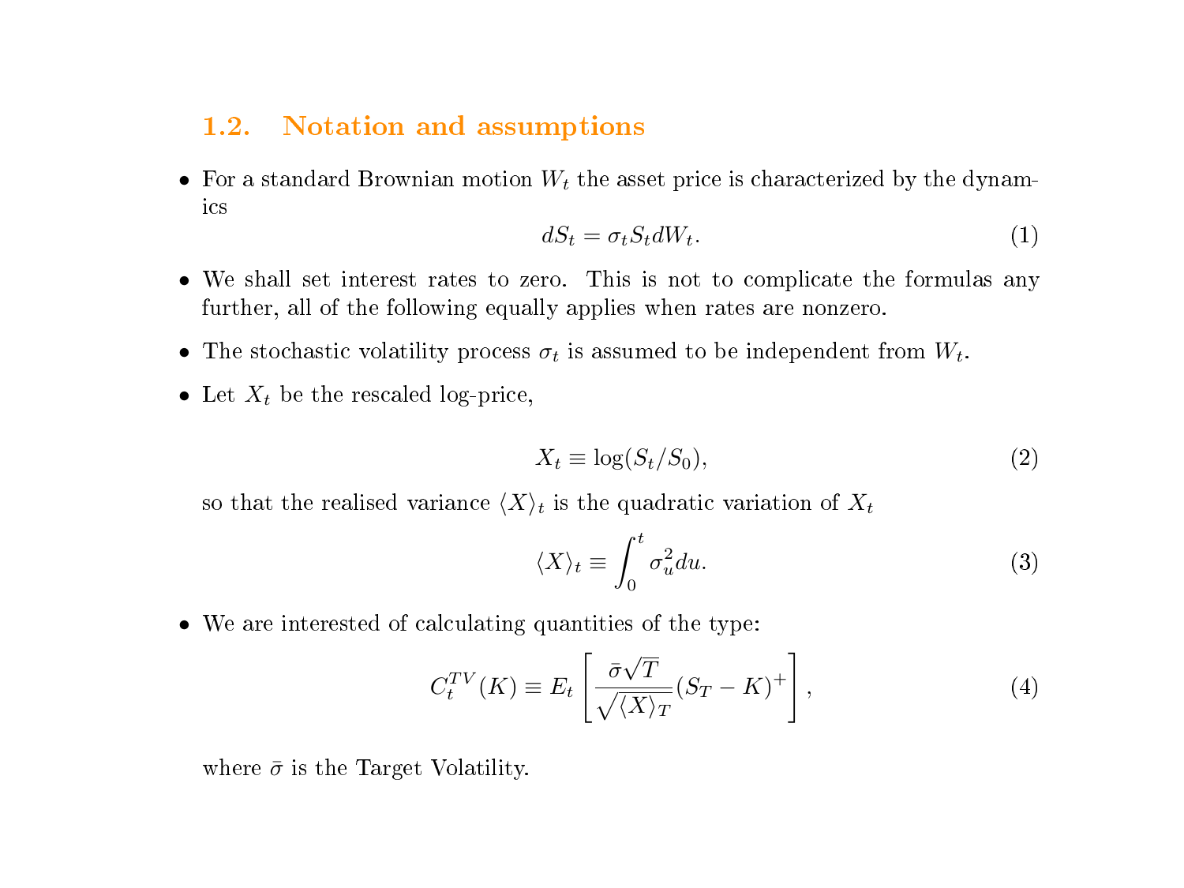## 1.2. Notation and assumptions

- For a standard Brownian motion $W_t$ the asset price is characterized by the dynamics

$$dS_t = \sigma_t S_t dW_t. \tag{1}$$

- We shall set interest rates to zero. This is not to complicate the formulas any further, all of the following equally applies when rates are nonzero.
- The stochastic volatility process $\sigma_t$ is assumed to be independent from $W_t$.
- Let $X_t$ be the rescaled log-price,

$$X_t \equiv \log(S_t/S_0), \tag{2}$$

  so that the realised variance $\langle X \rangle_t$ is the quadratic variation of $X_t$

$$\langle X \rangle_t \equiv \int_0^t \sigma_u^2 du. \tag{3}$$

- We are interested of calculating quantities of the type:

$$C_t^{TV}(K) \equiv E_t \left[ \frac{\bar{\sigma}\sqrt{T}}{\sqrt{\langle X \rangle_T}} (S_T - K)^+ \right], \tag{4}$$

  where $\bar{\sigma}$ is the Target Volatility.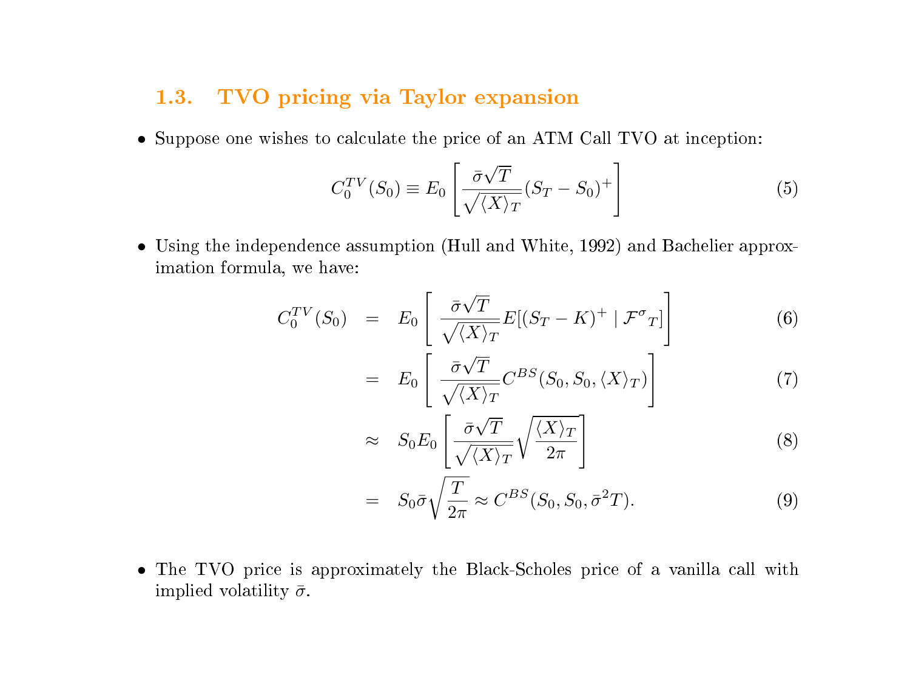## 1.3. TVO pricing via Taylor expansion

- Suppose one wishes to calculate the price of an ATM Call TVO at inception:

$$C_0^{TV}(S_0) \equiv E_0 \left[ \frac{\bar{\sigma}\sqrt{T}}{\sqrt{\langle X \rangle_T}} (S_T - S_0)^+ \right] \tag{5}$$

- Using the independence assumption (Hull and White, 1992) and Bachelier approximation formula, we have:

$$\begin{aligned}
C_0^{TV}(S_0) &= E_0 \left[ \frac{\bar{\sigma}\sqrt{T}}{\sqrt{\langle X \rangle_T}} E[(S_T - K)^+ \mid \mathcal{F}^{\sigma}{}_T] \right] &(6)\\
&= E_0 \left[ \frac{\bar{\sigma}\sqrt{T}}{\sqrt{\langle X \rangle_T}} C^{BS}(S_0, S_0, \langle X \rangle_T) \right] &(7)\\
&\approx S_0 E_0 \left[ \frac{\bar{\sigma}\sqrt{T}}{\sqrt{\langle X \rangle_T}} \sqrt{\frac{\langle X \rangle_T}{2\pi}} \right] &(8)\\
&= S_0 \bar{\sigma} \sqrt{\frac{T}{2\pi}} \approx C^{BS}(S_0, S_0, \bar{\sigma}^2 T). &(9)
\end{aligned}$$

- The TVO price is approximately the Black-Scholes price of a vanilla call with implied volatility $\bar{\sigma}$.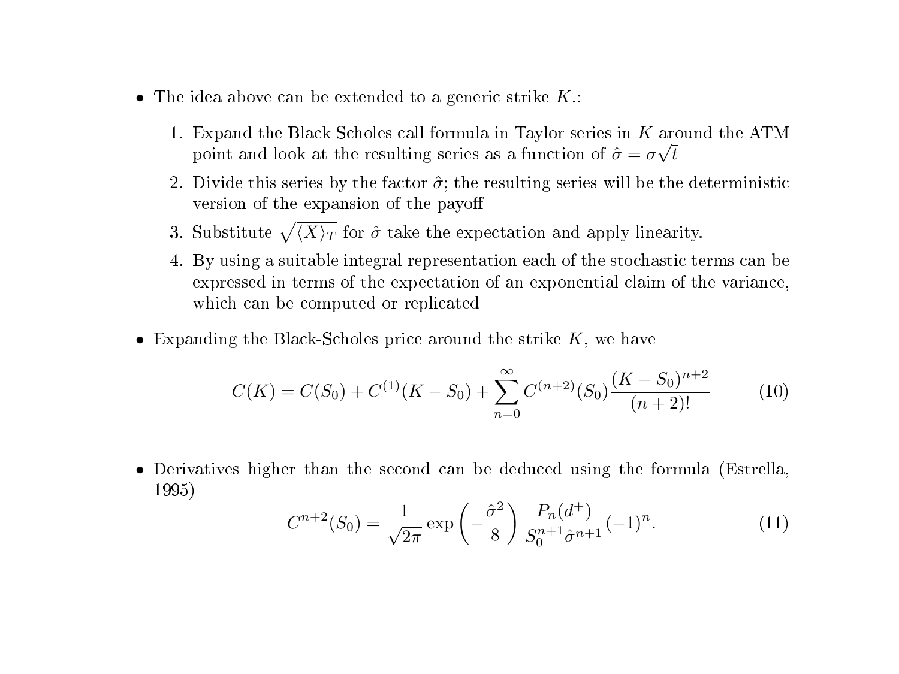- The idea above can be extended to a generic strike $K$.:

  1. Expand the Black Scholes call formula in Taylor series in $K$ around the ATM point and look at the resulting series as a function of $\hat{\sigma} = \sigma\sqrt{t}$
  2. Divide this series by the factor $\hat{\sigma}$; the resulting series will be the deterministic version of the expansion of the payoff
  3. Substitute $\sqrt{\langle X \rangle_T}$ for $\hat{\sigma}$ take the expectation and apply linearity.
  4. By using a suitable integral representation each of the stochastic terms can be expressed in terms of the expectation of an exponential claim of the variance, which can be computed or replicated

- Expanding the Black-Scholes price around the strike $K$, we have

$$C(K) = C(S_0) + C^{(1)}(K - S_0) + \sum_{n=0}^{\infty} C^{(n+2)}(S_0)\frac{(K - S_0)^{n+2}}{(n+2)!} \tag{10}$$

- Derivatives higher than the second can be deduced using the formula (Estrella, 1995)

$$C^{n+2}(S_0) = \frac{1}{\sqrt{2\pi}} \exp\left(-\frac{\hat{\sigma}^2}{8}\right) \frac{P_n(d^+)}{S_0^{n+1}\hat{\sigma}^{n+1}}(-1)^n. \tag{11}$$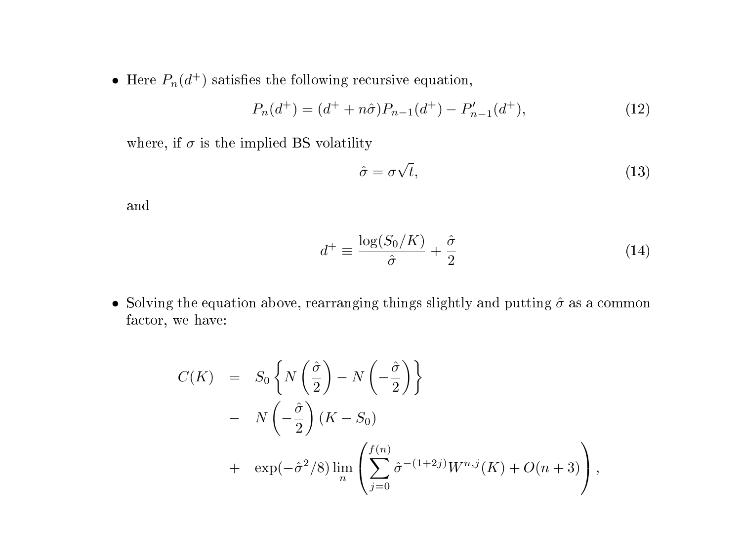- Here $P_n(d^+)$ satisfies the following recursive equation,

$$P_n(d^+) = (d^+ + n\hat{\sigma})P_{n-1}(d^+) - P'_{n-1}(d^+), \tag{12}$$

where, if $\sigma$ is the implied BS volatility

$$\hat{\sigma} = \sigma\sqrt{t}, \tag{13}$$

and

$$d^+ \equiv \frac{\log(S_0/K)}{\hat{\sigma}} + \frac{\hat{\sigma}}{2} \tag{14}$$

- Solving the equation above, rearranging things slightly and putting $\hat{\sigma}$ as a common factor, we have:

$$\begin{aligned}
C(K) &= S_0\left\{N\left(\frac{\hat{\sigma}}{2}\right) - N\left(-\frac{\hat{\sigma}}{2}\right)\right\} \\
&- N\left(-\frac{\hat{\sigma}}{2}\right)(K - S_0) \\
&+ \exp(-\hat{\sigma}^2/8)\lim_n\left(\sum_{j=0}^{f(n)} \hat{\sigma}^{-(1+2j)} W^{n,j}(K) + O(n+3)\right),
\end{aligned}$$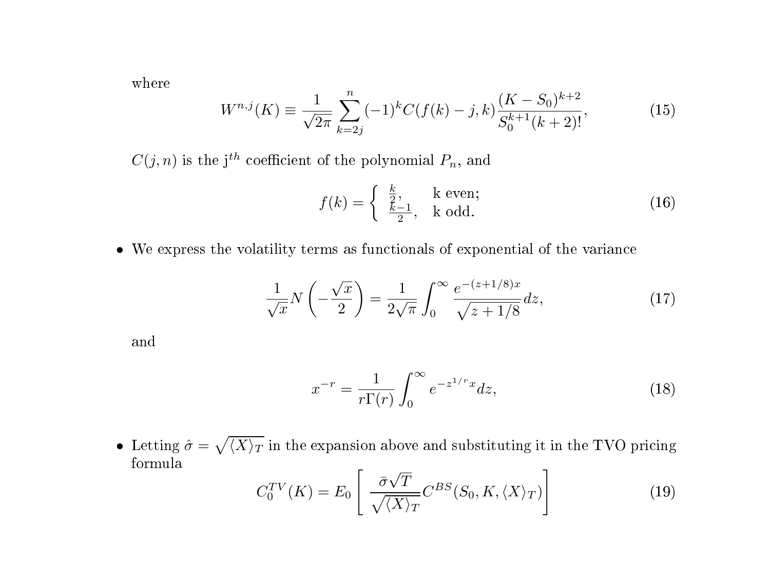where

$$W^{n,j}(K) \equiv \frac{1}{\sqrt{2\pi}} \sum_{k=2j}^{n} (-1)^k C(f(k)-j,k) \frac{(K-S_0)^{k+2}}{S_0^{k+1}(k+2)!}, \tag{15}$$

$C(j,n)$ is the j$^{th}$ coefficient of the polynomial $P_n$, and

$$f(k) = \begin{cases} \frac{k}{2}, & \text{k even;} \\ \frac{k-1}{2}, & \text{k odd.} \end{cases} \tag{16}$$

- We express the volatility terms as functionals of exponential of the variance

$$\frac{1}{\sqrt{x}} N\left(-\frac{\sqrt{x}}{2}\right) = \frac{1}{2\sqrt{\pi}} \int_0^\infty \frac{e^{-(z+1/8)x}}{\sqrt{z+1/8}} dz, \tag{17}$$

and

$$x^{-r} = \frac{1}{r\Gamma(r)} \int_0^\infty e^{-z^{1/r}x} dz, \tag{18}$$

- Letting $\hat{\sigma} = \sqrt{\langle X \rangle_T}$ in the expansion above and substituting it in the TVO pricing formula

$$C_0^{TV}(K) = E_0\left[ \frac{\bar{\sigma}\sqrt{T}}{\sqrt{\langle X \rangle_T}} C^{BS}(S_0, K, \langle X \rangle_T) \right] \tag{19}$$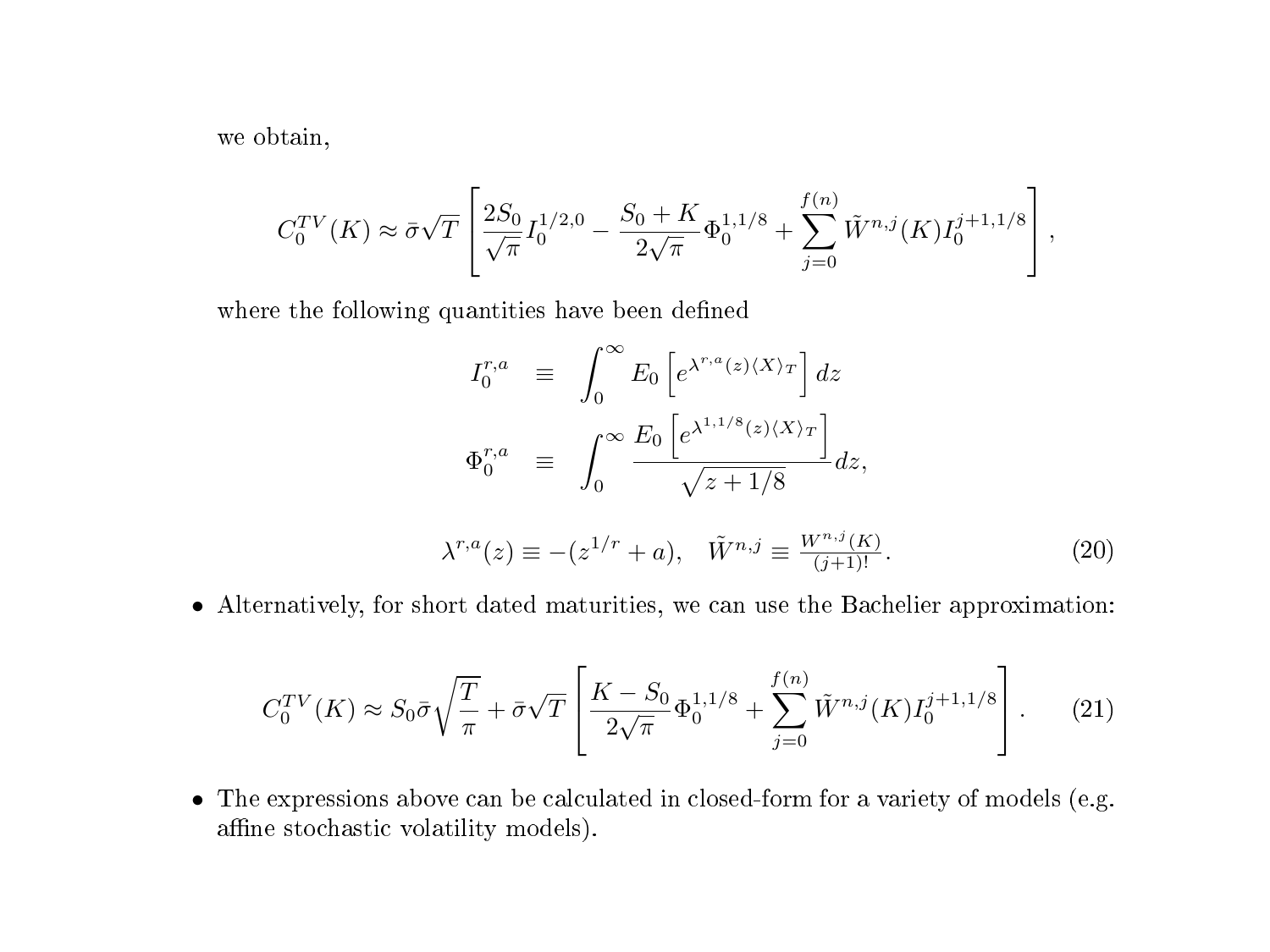we obtain,

$$C_0^{TV}(K) \approx \bar{\sigma}\sqrt{T}\left[\frac{2S_0}{\sqrt{\pi}} I_0^{1/2,0} - \frac{S_0+K}{2\sqrt{\pi}}\Phi_0^{1,1/8} + \sum_{j=0}^{f(n)} \tilde{W}^{n,j}(K) I_0^{j+1,1/8}\right],$$

where the following quantities have been defined

$$\begin{aligned} I_0^{r,a} &\equiv \int_0^\infty E_0\left[e^{\lambda^{r,a}(z)\langle X\rangle_T}\right] dz \\ \Phi_0^{r,a} &\equiv \int_0^\infty \frac{E_0\left[e^{\lambda^{1,1/8}(z)\langle X\rangle_T}\right]}{\sqrt{z+1/8}} dz, \end{aligned}$$

$$\lambda^{r,a}(z) \equiv -(z^{1/r}+a), \quad \tilde{W}^{n,j} \equiv \frac{W^{n,j}(K)}{(j+1)!}. \tag{20}$$

- Alternatively, for short dated maturities, we can use the Bachelier approximation:

$$C_0^{TV}(K) \approx S_0\bar{\sigma}\sqrt{\frac{T}{\pi}} + \bar{\sigma}\sqrt{T}\left[\frac{K-S_0}{2\sqrt{\pi}}\Phi_0^{1,1/8} + \sum_{j=0}^{f(n)} \tilde{W}^{n,j}(K) I_0^{j+1,1/8}\right]. \tag{21}$$

- The expressions above can be calculated in closed-form for a variety of models (e.g. affine stochastic volatility models).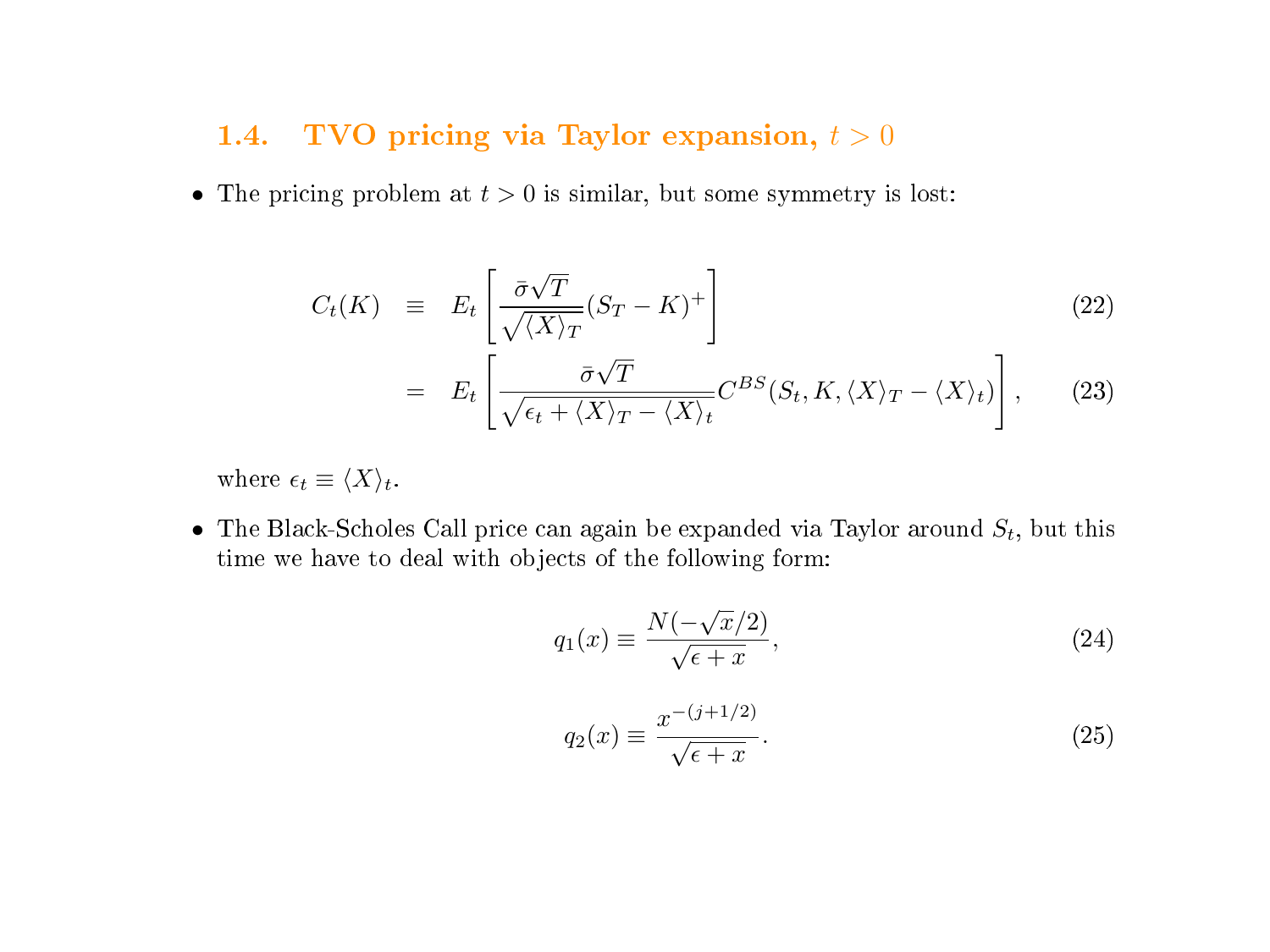### 1.4. TVO pricing via Taylor expansion, $t > 0$

- The pricing problem at $t > 0$ is similar, but some symmetry is lost:

$$
\begin{aligned}
C_t(K) &\equiv E_t\left[\frac{\bar{\sigma}\sqrt{T}}{\sqrt{\langle X \rangle_T}}(S_T - K)^+\right] && (22)\\
&= E_t\left[\frac{\bar{\sigma}\sqrt{T}}{\sqrt{\epsilon_t + \langle X \rangle_T - \langle X \rangle_t}} C^{BS}(S_t, K, \langle X \rangle_T - \langle X \rangle_t)\right], && (23)
\end{aligned}
$$

where $\epsilon_t \equiv \langle X \rangle_t$.

- The Black-Scholes Call price can again be expanded via Taylor around $S_t$, but this time we have to deal with objects of the following form:

$$
q_1(x) \equiv \frac{N(-\sqrt{x}/2)}{\sqrt{\epsilon + x}}, \tag{24}
$$

$$
q_2(x) \equiv \frac{x^{-(j+1/2)}}{\sqrt{\epsilon + x}}. \tag{25}
$$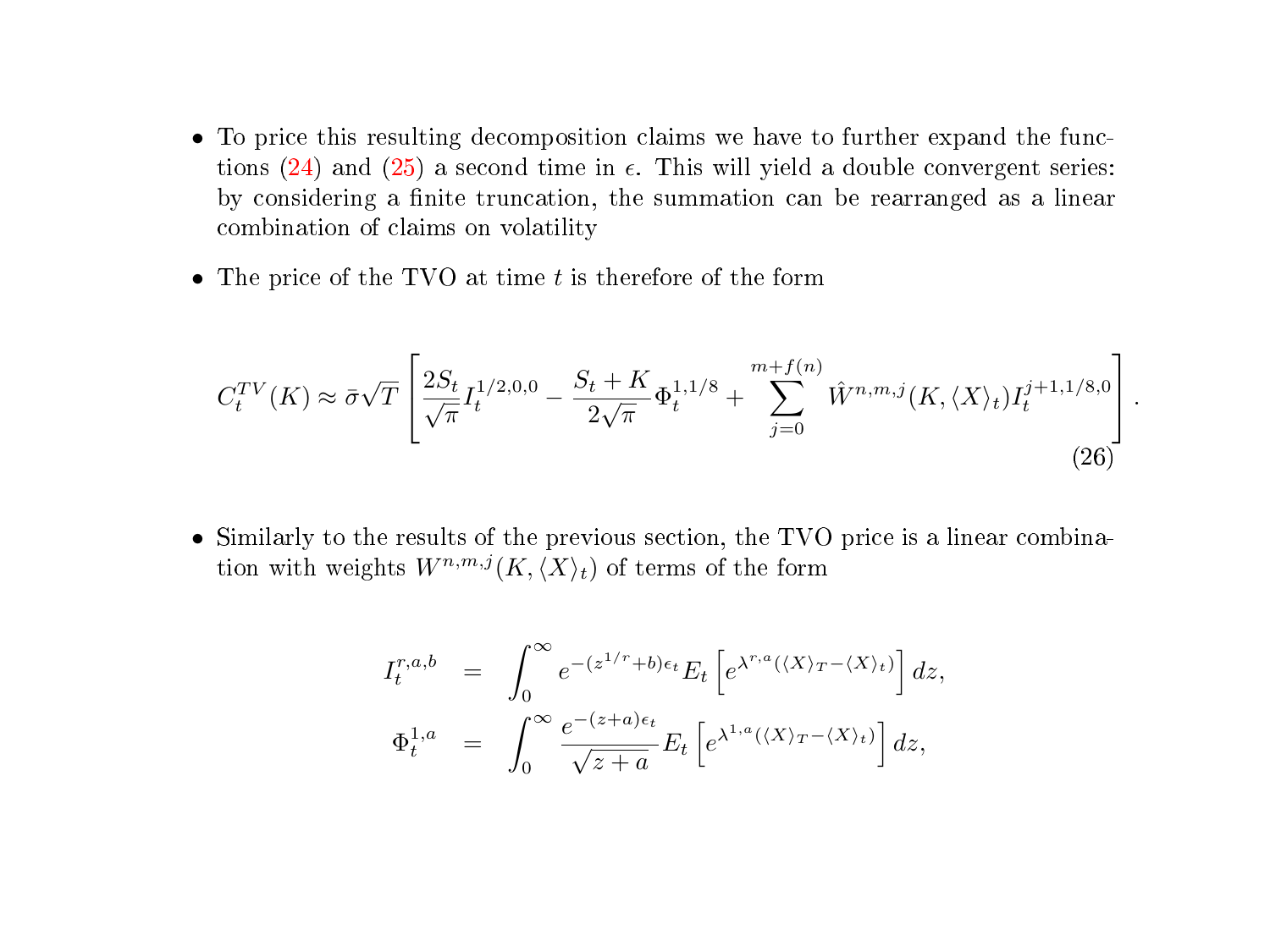- To price this resulting decomposition claims we have to further expand the functions (24) and (25) a second time in $\epsilon$. This will yield a double convergent series: by considering a finite truncation, the summation can be rearranged as a linear combination of claims on volatility

- The price of the TVO at time $t$ is therefore of the form

$$C_t^{TV}(K) \approx \bar{\sigma}\sqrt{T}\left[\frac{2S_t}{\sqrt{\pi}} I_t^{1/2,0,0} - \frac{S_t + K}{2\sqrt{\pi}} \Phi_t^{1,1/8} + \sum_{j=0}^{m+f(n)} \hat{W}^{n,m,j}(K, \langle X \rangle_t) I_t^{j+1,1/8,0}\right]. \tag{26}$$

- Similarly to the results of the previous section, the TVO price is a linear combination with weights $W^{n,m,j}(K, \langle X \rangle_t)$ of terms of the form

$$\begin{aligned} I_t^{r,a,b} &= \int_0^\infty e^{-(z^{1/r}+b)\epsilon_t} E_t\left[e^{\lambda^{r,a}(\langle X \rangle_T - \langle X \rangle_t)}\right] dz, \\ \Phi_t^{1,a} &= \int_0^\infty \frac{e^{-(z+a)\epsilon_t}}{\sqrt{z+a}} E_t\left[e^{\lambda^{1,a}(\langle X \rangle_T - \langle X \rangle_t)}\right] dz, \end{aligned}$$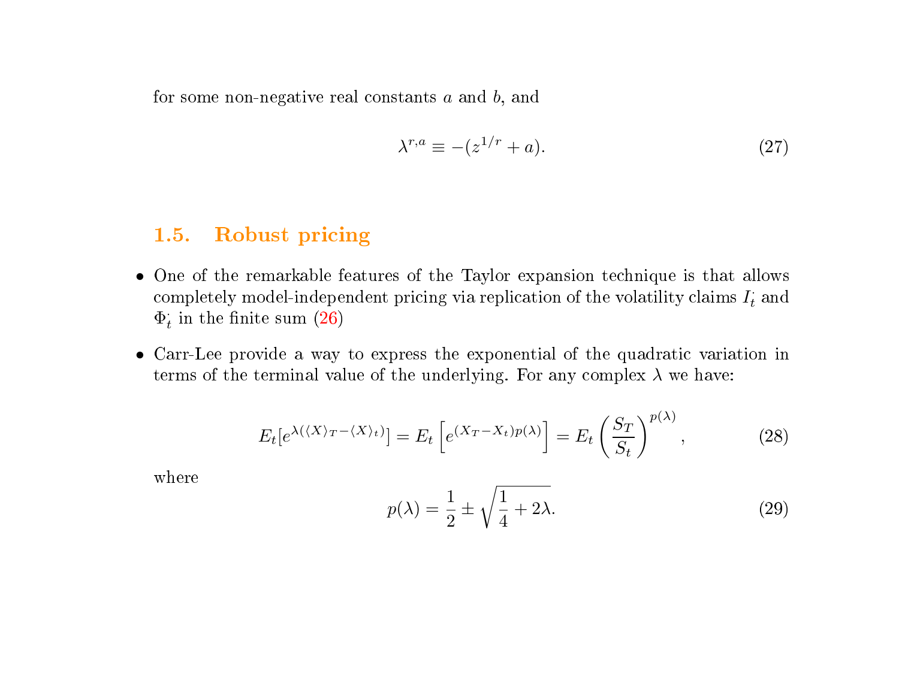for some non-negative real constants $a$ and $b$, and

$$\lambda^{r,a} \equiv -(z^{1/r} + a). \tag{27}$$

## 1.5. Robust pricing

- One of the remarkable features of the Taylor expansion technique is that allows completely model-independent pricing via replication of the volatility claims $I_t^{\cdot}$ and $\Phi_t^{\cdot}$ in the finite sum (26)
- Carr-Lee provide a way to express the exponential of the quadratic variation in terms of the terminal value of the underlying. For any complex $\lambda$ we have:

$$E_t[e^{\lambda(\langle X\rangle_T - \langle X\rangle_t)}] = E_t\left[e^{(X_T - X_t)p(\lambda)}\right] = E_t\left(\frac{S_T}{S_t}\right)^{p(\lambda)}, \tag{28}$$

where

$$p(\lambda) = \frac{1}{2} \pm \sqrt{\frac{1}{4} + 2\lambda}. \tag{29}$$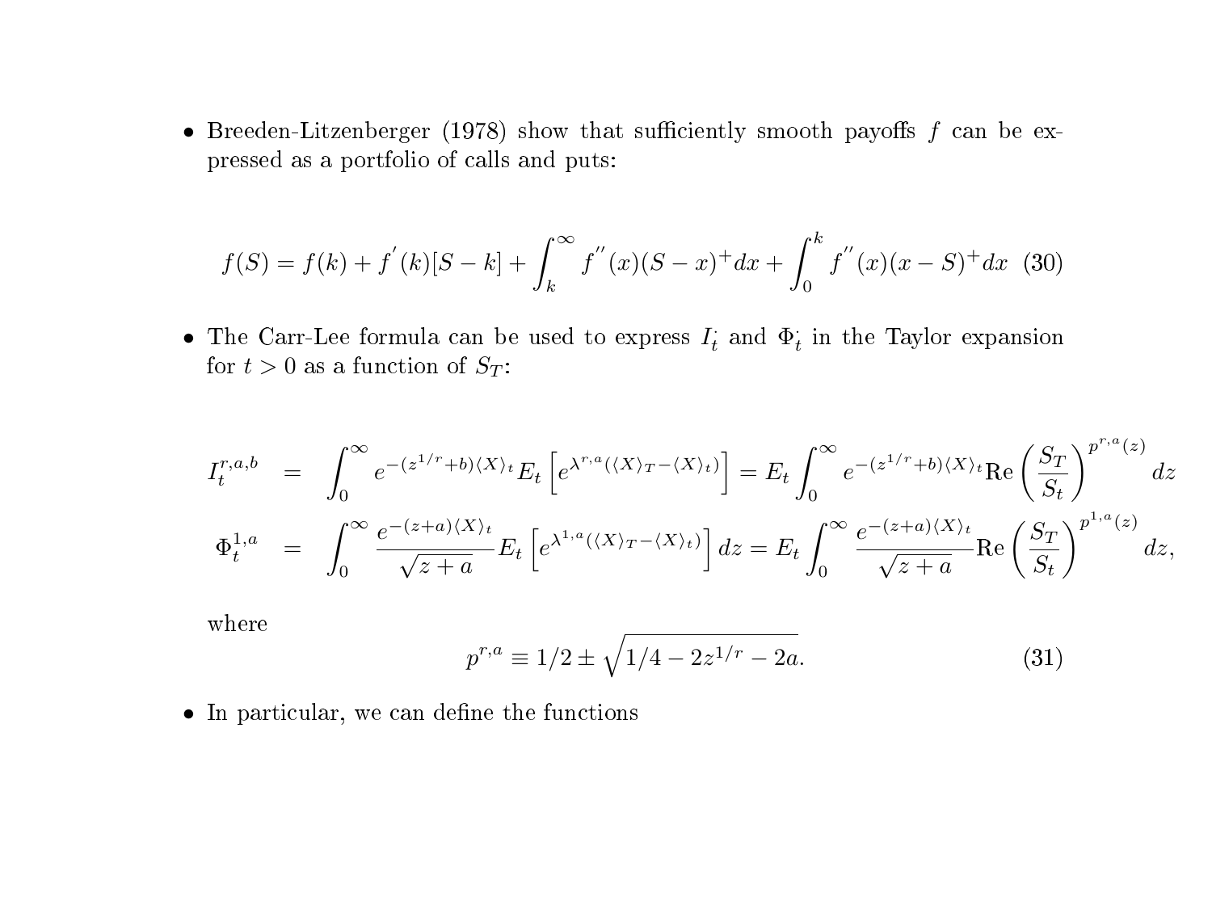- Breeden-Litzenberger (1978) show that sufficiently smooth payoffs $f$ can be expressed as a portfolio of calls and puts:

$$f(S) = f(k) + f^{'}(k)[S-k] + \int_k^\infty f^{''}(x)(S-x)^+ dx + \int_0^k f^{''}(x)(x-S)^+ dx \quad (30)$$

- The Carr-Lee formula can be used to express $I_t^{\cdot}$ and $\Phi_t^{\cdot}$ in the Taylor expansion for $t > 0$ as a function of $S_T$:

$$\begin{aligned}
I_t^{r,a,b} &= \int_0^\infty e^{-(z^{1/r}+b)\langle X\rangle_t} E_t\left[e^{\lambda^{r,a}(\langle X\rangle_T - \langle X\rangle_t)}\right] = E_t \int_0^\infty e^{-(z^{1/r}+b)\langle X\rangle_t} \text{Re}\left(\frac{S_T}{S_t}\right)^{p^{r,a}(z)} dz \\
\Phi_t^{1,a} &= \int_0^\infty \frac{e^{-(z+a)\langle X\rangle_t}}{\sqrt{z+a}} E_t\left[e^{\lambda^{1,a}(\langle X\rangle_T - \langle X\rangle_t)}\right] dz = E_t \int_0^\infty \frac{e^{-(z+a)\langle X\rangle_t}}{\sqrt{z+a}} \text{Re}\left(\frac{S_T}{S_t}\right)^{p^{1,a}(z)} dz,
\end{aligned}$$

  where

$$p^{r,a} \equiv 1/2 \pm \sqrt{1/4 - 2z^{1/r} - 2a}. \quad (31)$$

- In particular, we can define the functions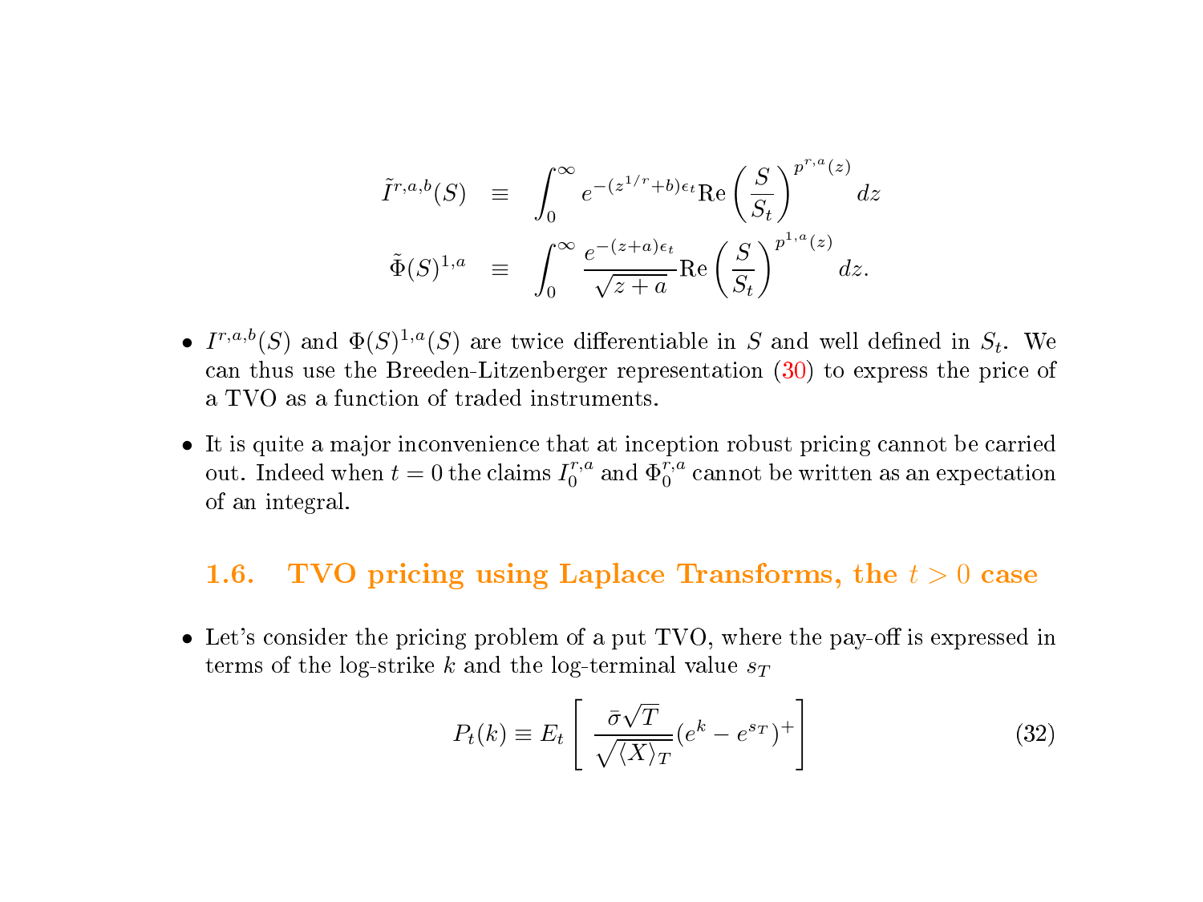$$
\begin{aligned}
\tilde{I}^{r,a,b}(S) &\equiv \int_0^\infty e^{-(z^{1/r}+b)\epsilon_t} \mathrm{Re}\left(\frac{S}{S_t}\right)^{p^{r,a}(z)} dz \\
\tilde{\Phi}(S)^{1,a} &\equiv \int_0^\infty \frac{e^{-(z+a)\epsilon_t}}{\sqrt{z+a}} \mathrm{Re}\left(\frac{S}{S_t}\right)^{p^{1,a}(z)} dz.
\end{aligned}
$$

- $I^{r,a,b}(S)$ and $\Phi(S)^{1,a}(S)$ are twice differentiable in $S$ and well defined in $S_t$. We can thus use the Breeden-Litzenberger representation (30) to express the price of a TVO as a function of traded instruments.

- It is quite a major inconvenience that at inception robust pricing cannot be carried out. Indeed when $t = 0$ the claims $I_0^{r,a}$ and $\Phi_0^{r,a}$ cannot be written as an expectation of an integral.

## 1.6. TVO pricing using Laplace Transforms, the $t > 0$ case

- Let's consider the pricing problem of a put TVO, where the pay-off is expressed in terms of the log-strike $k$ and the log-terminal value $s_T$

$$
P_t(k) \equiv E_t\left[ \frac{\bar{\sigma}\sqrt{T}}{\sqrt{\langle X \rangle_T}} (e^k - e^{s_T})^+ \right] \tag{32}
$$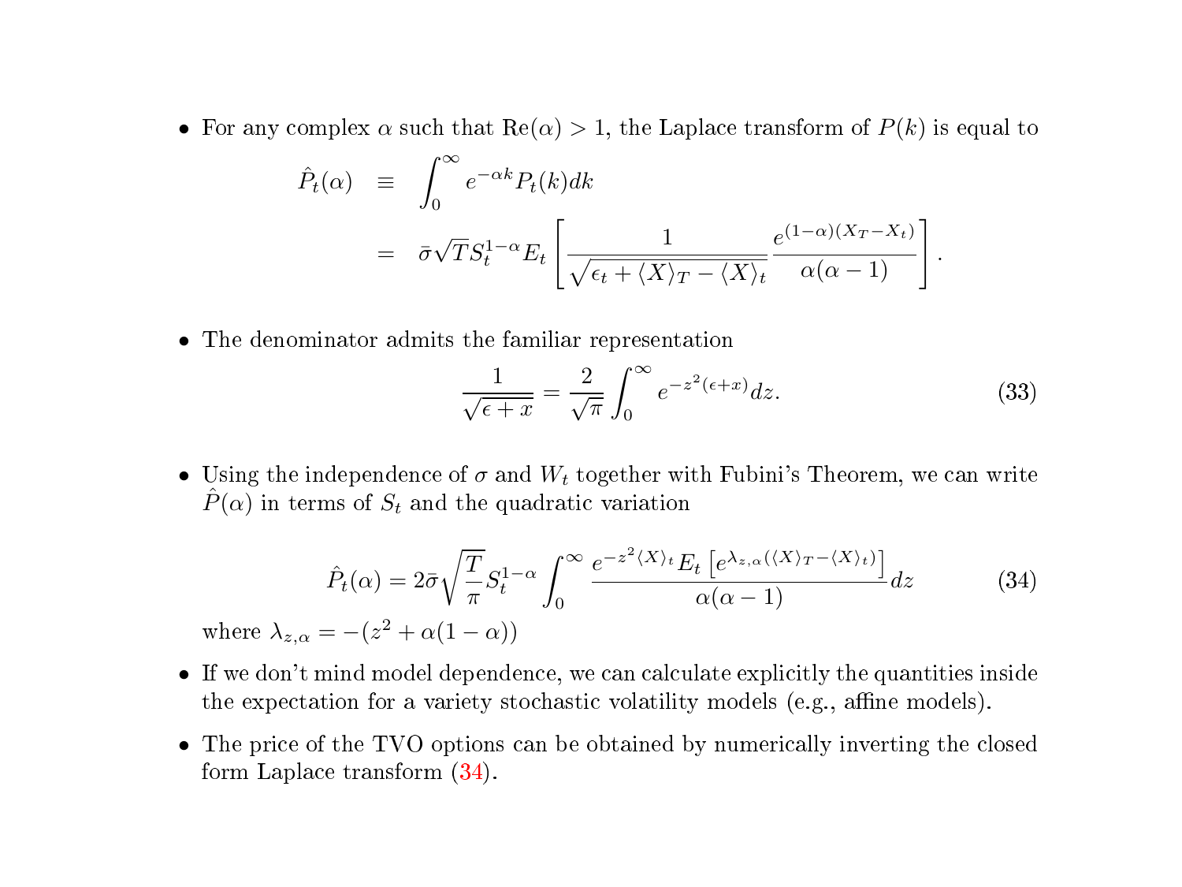- For any complex $\alpha$ such that $\text{Re}(\alpha) > 1$, the Laplace transform of $P(k)$ is equal to

$$\begin{aligned} \hat{P}_t(\alpha) &\equiv \int_0^\infty e^{-\alpha k} P_t(k) dk \\ &= \bar{\sigma}\sqrt{T} S_t^{1-\alpha} E_t \left[ \frac{1}{\sqrt{\epsilon_t + \langle X \rangle_T - \langle X \rangle_t}} \frac{e^{(1-\alpha)(X_T - X_t)}}{\alpha(\alpha - 1)} \right]. \end{aligned}$$

- The denominator admits the familiar representation

$$\frac{1}{\sqrt{\epsilon + x}} = \frac{2}{\sqrt{\pi}} \int_0^\infty e^{-z^2(\epsilon + x)} dz. \tag{33}$$

- Using the independence of $\sigma$ and $W_t$ together with Fubini's Theorem, we can write $\hat{P}(\alpha)$ in terms of $S_t$ and the quadratic variation

$$\hat{P}_t(\alpha) = 2\bar{\sigma}\sqrt{\frac{T}{\pi}} S_t^{1-\alpha} \int_0^\infty \frac{e^{-z^2 \langle X \rangle_t} E_t \left[ e^{\lambda_{z,\alpha}(\langle X \rangle_T - \langle X \rangle_t)} \right]}{\alpha(\alpha - 1)} dz \tag{34}$$

where $\lambda_{z,\alpha} = -(z^2 + \alpha(1 - \alpha))$

- If we don't mind model dependence, we can calculate explicitly the quantities inside the expectation for a variety stochastic volatility models (e.g., affine models).

- The price of the TVO options can be obtained by numerically inverting the closed form Laplace transform (34).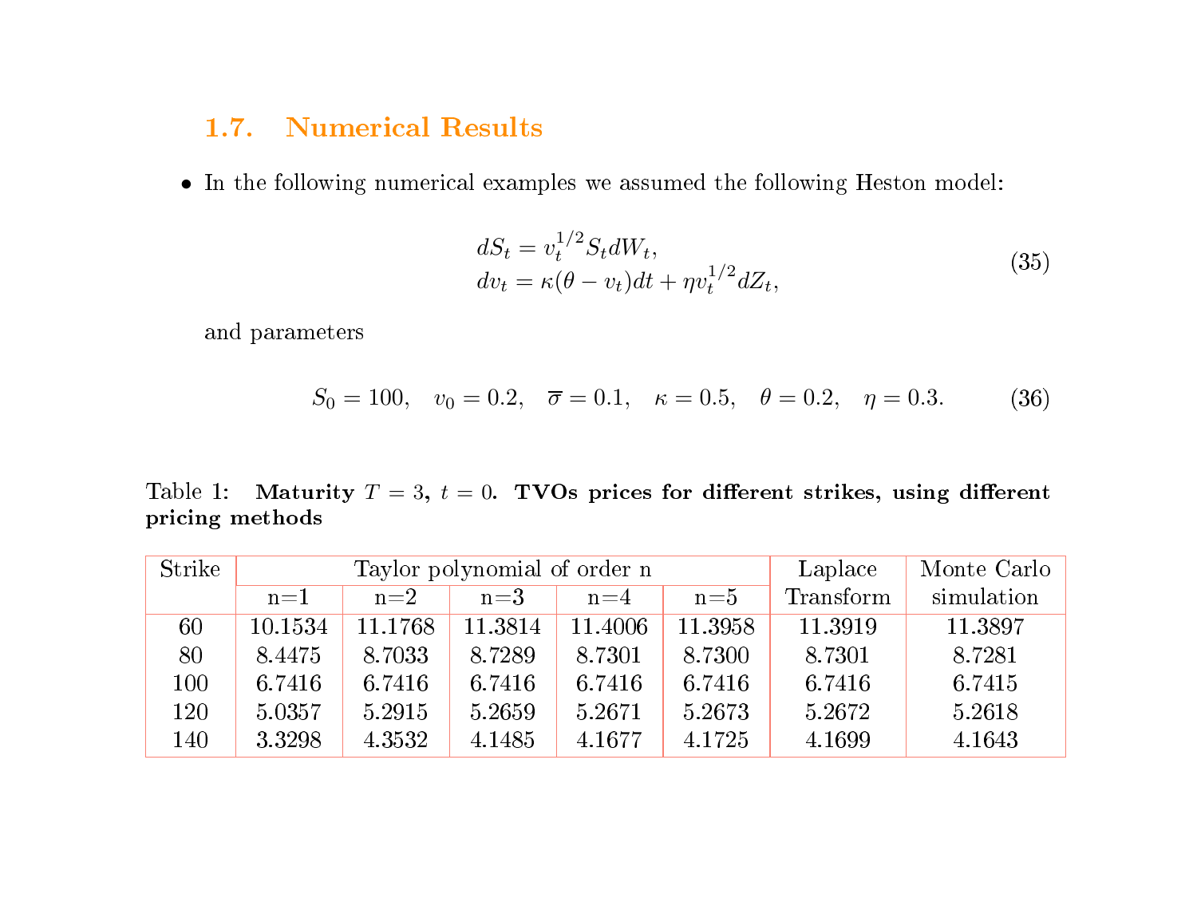### 1.7. Numerical Results

- In the following numerical examples we assumed the following Heston model:

$$
\begin{aligned}
dS_t &= v_t^{1/2} S_t dW_t, \\
dv_t &= \kappa(\theta - v_t)dt + \eta v_t^{1/2} dZ_t,
\end{aligned}
\tag{35}
$$

and parameters

$$
S_0 = 100, \quad v_0 = 0.2, \quad \overline{\sigma} = 0.1, \quad \kappa = 0.5, \quad \theta = 0.2, \quad \eta = 0.3. \tag{36}
$$

Table 1: **Maturity $T = 3$, $t = 0$. TVOs prices for different strikes, using different pricing methods**

| Strike | Taylor polynomial of order n | | | | | Laplace Transform | Monte Carlo simulation |
|---|---|---|---|---|---|---|---|
| | n=1 | n=2 | n=3 | n=4 | n=5 | | |
| 60 | 10.1534 | 11.1768 | 11.3814 | 11.4006 | 11.3958 | 11.3919 | 11.3897 |
| 80 | 8.4475 | 8.7033 | 8.7289 | 8.7301 | 8.7300 | 8.7301 | 8.7281 |
| 100 | 6.7416 | 6.7416 | 6.7416 | 6.7416 | 6.7416 | 6.7416 | 6.7415 |
| 120 | 5.0357 | 5.2915 | 5.2659 | 5.2671 | 5.2673 | 5.2672 | 5.2618 |
| 140 | 3.3298 | 4.3532 | 4.1485 | 4.1677 | 4.1725 | 4.1699 | 4.1643 |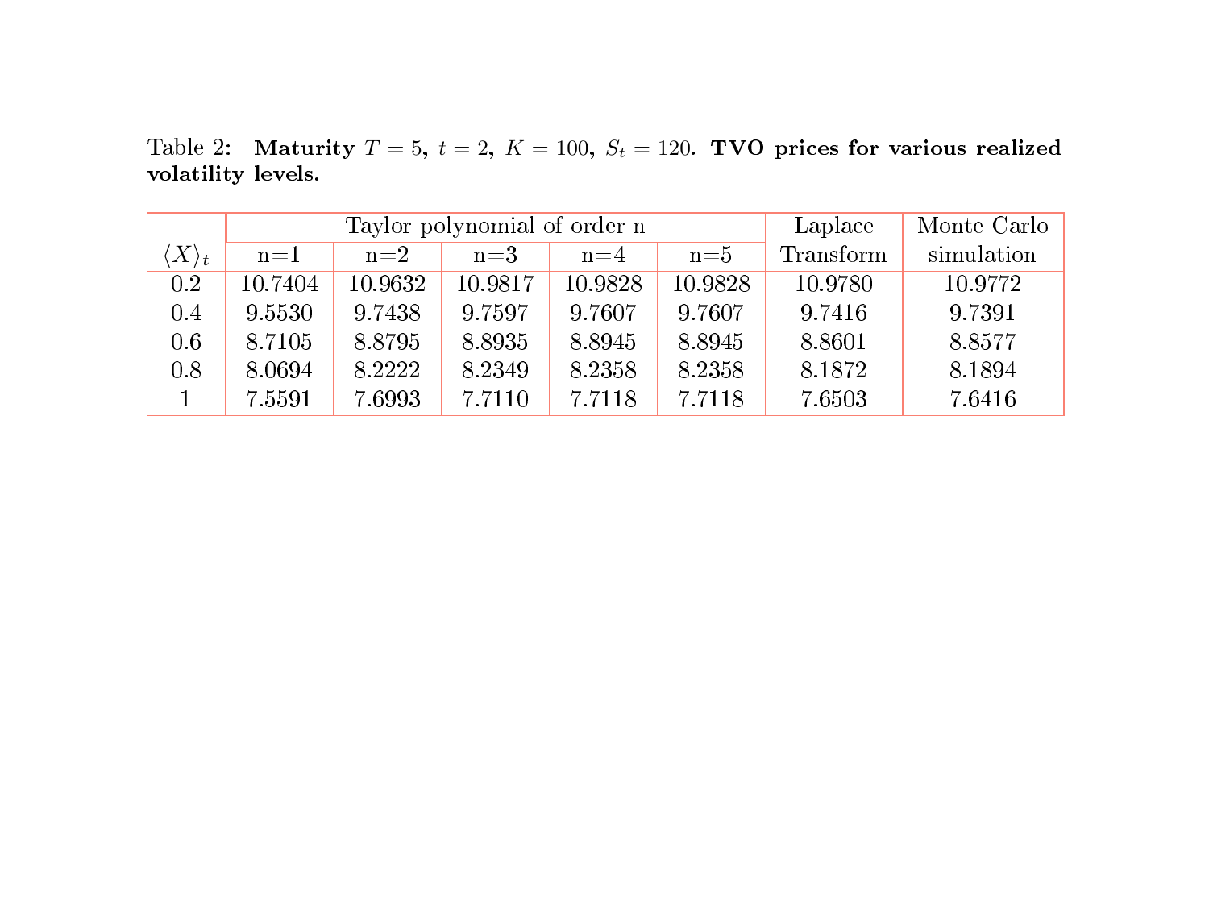Table 2: **Maturity $T = 5$, $t = 2$, $K = 100$, $S_t = 120$. TVO prices for various realized volatility levels.**

| $\langle X \rangle_t$ | Taylor polynomial of order n | | | | | Laplace Transform | Monte Carlo simulation |
|---|---|---|---|---|---|---|---|
| | n=1 | n=2 | n=3 | n=4 | n=5 | | |
| 0.2 | 10.7404 | 10.9632 | 10.9817 | 10.9828 | 10.9828 | 10.9780 | 10.9772 |
| 0.4 | 9.5530 | 9.7438 | 9.7597 | 9.7607 | 9.7607 | 9.7416 | 9.7391 |
| 0.6 | 8.7105 | 8.8795 | 8.8935 | 8.8945 | 8.8945 | 8.8601 | 8.8577 |
| 0.8 | 8.0694 | 8.2222 | 8.2349 | 8.2358 | 8.2358 | 8.1872 | 8.1894 |
| 1 | 7.5591 | 7.6993 | 7.7110 | 7.7118 | 7.7118 | 7.6503 | 7.6416 |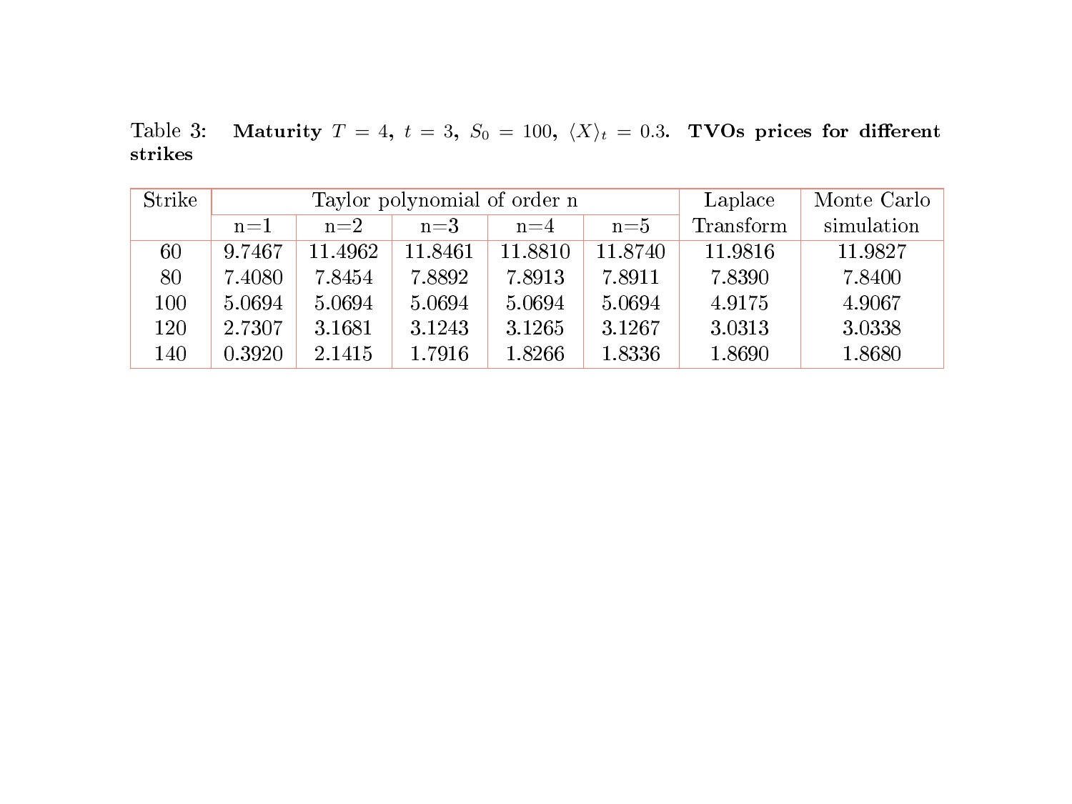Table 3: **Maturity $T = 4$, $t = 3$, $S_0 = 100$, $\langle X \rangle_t = 0.3$. TVOs prices for different strikes**

| Strike | Taylor polynomial of order n | | | | | Laplace Transform | Monte Carlo simulation |
|---|---|---|---|---|---|---|---|
| | n=1 | n=2 | n=3 | n=4 | n=5 | | |
| 60 | 9.7467 | 11.4962 | 11.8461 | 11.8810 | 11.8740 | 11.9816 | 11.9827 |
| 80 | 7.4080 | 7.8454 | 7.8892 | 7.8913 | 7.8911 | 7.8390 | 7.8400 |
| 100 | 5.0694 | 5.0694 | 5.0694 | 5.0694 | 5.0694 | 4.9175 | 4.9067 |
| 120 | 2.7307 | 3.1681 | 3.1243 | 3.1265 | 3.1267 | 3.0313 | 3.0338 |
| 140 | 0.3920 | 2.1415 | 1.7916 | 1.8266 | 1.8336 | 1.8690 | 1.8680 |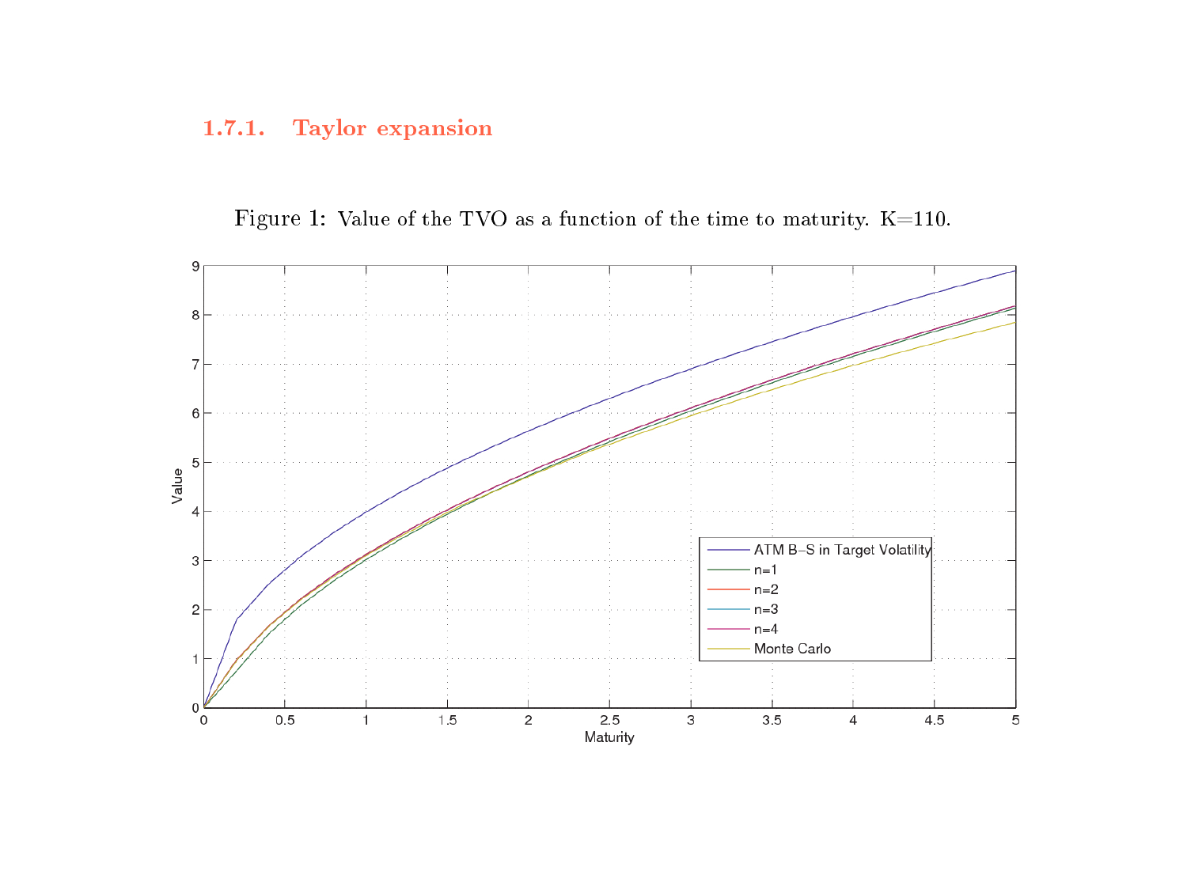### 1.7.1. Taylor expansion

Figure 1: Value of the TVO as a function of the time to maturity. K=110.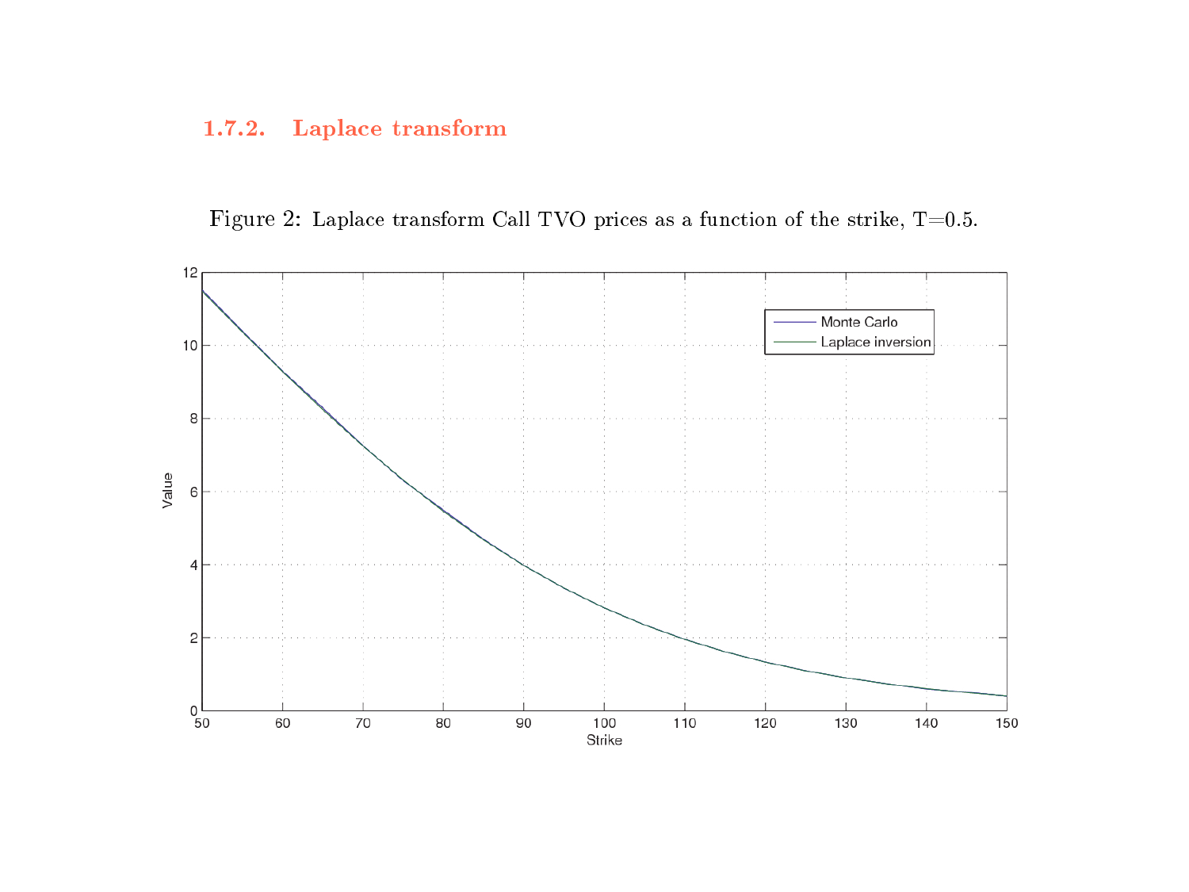### 1.7.2. Laplace transform

Figure 2: Laplace transform Call TVO prices as a function of the strike, T=0.5.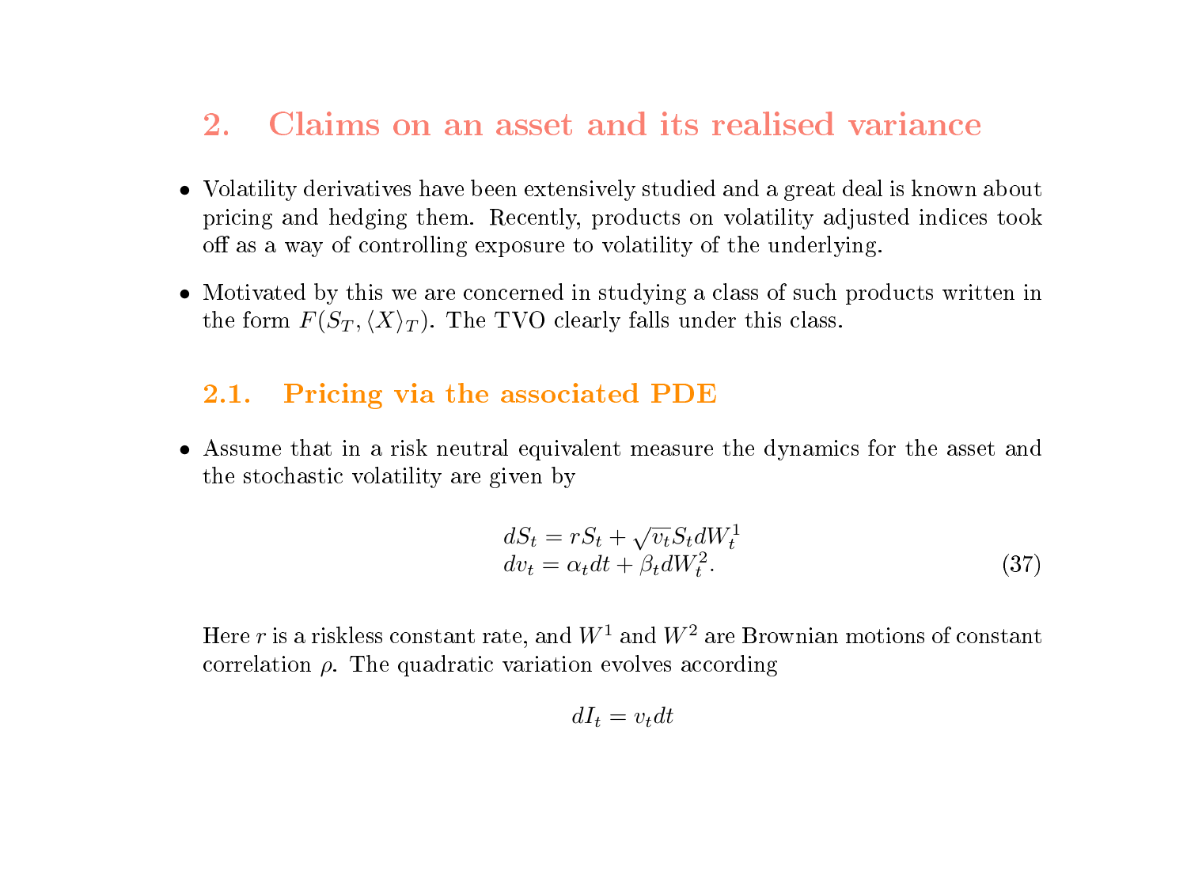## 2. Claims on an asset and its realised variance

- Volatility derivatives have been extensively studied and a great deal is known about pricing and hedging them. Recently, products on volatility adjusted indices took off as a way of controlling exposure to volatility of the underlying.
- Motivated by this we are concerned in studying a class of such products written in the form $F(S_T, \langle X \rangle_T)$. The TVO clearly falls under this class.

### 2.1. Pricing via the associated PDE

- Assume that in a risk neutral equivalent measure the dynamics for the asset and the stochastic volatility are given by

$$
\begin{aligned}
dS_t &= rS_t + \sqrt{v_t} S_t dW_t^1 \\
dv_t &= \alpha_t dt + \beta_t dW_t^2.
\end{aligned}
\tag{37}
$$

Here $r$ is a riskless constant rate, and $W^1$ and $W^2$ are Brownian motions of constant correlation $\rho$. The quadratic variation evolves according

$$
dI_t = v_t dt
$$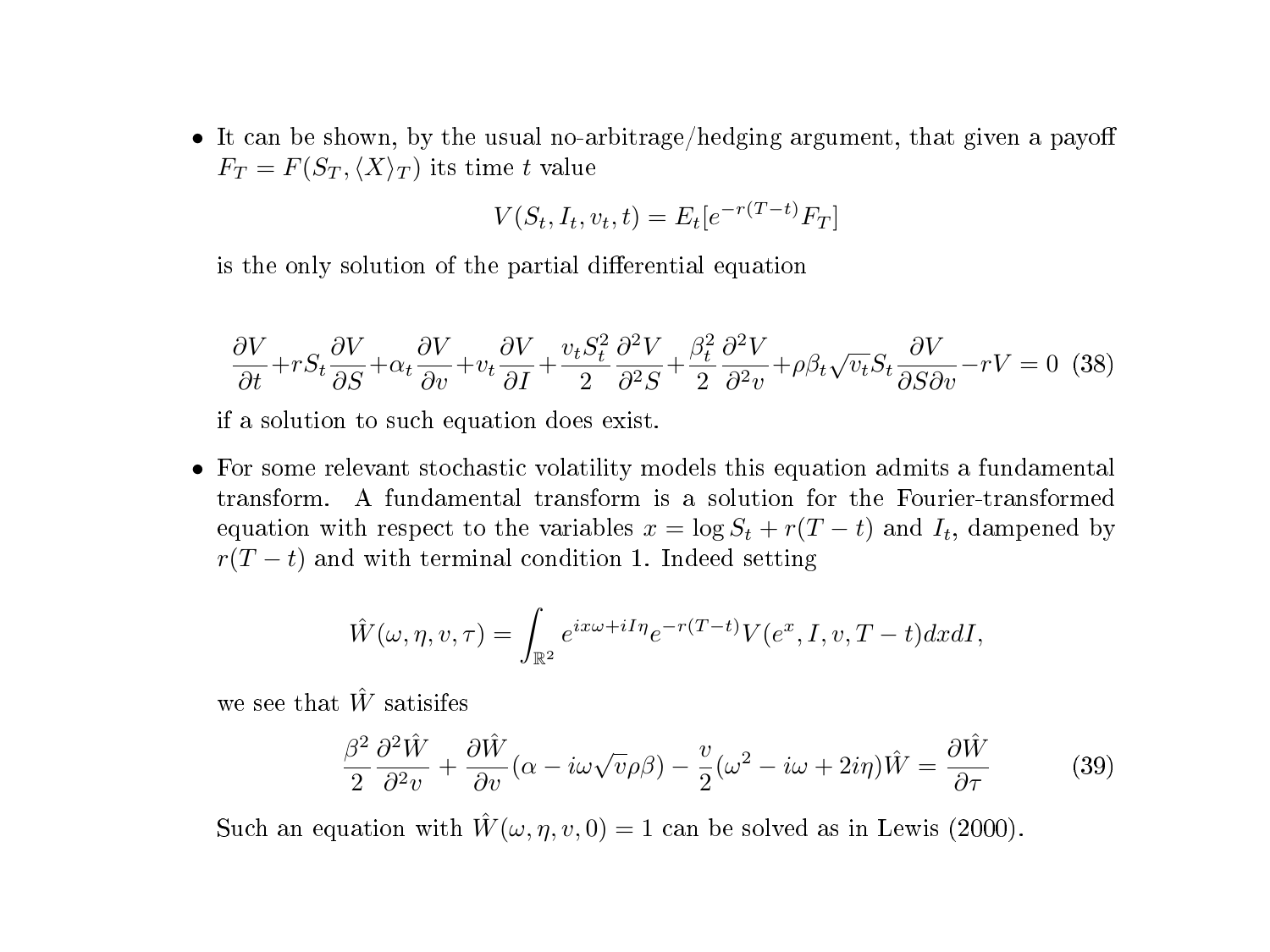- It can be shown, by the usual no-arbitrage/hedging argument, that given a payoff $F_T = F(S_T, \langle X \rangle_T)$ its time $t$ value

$$V(S_t, I_t, v_t, t) = E_t[e^{-r(T-t)} F_T]$$

is the only solution of the partial differential equation

$$\frac{\partial V}{\partial t} + rS_t \frac{\partial V}{\partial S} + \alpha_t \frac{\partial V}{\partial v} + v_t \frac{\partial V}{\partial I} + \frac{v_t S_t^2}{2} \frac{\partial^2 V}{\partial^2 S} + \frac{\beta_t^2}{2} \frac{\partial^2 V}{\partial^2 v} + \rho \beta_t \sqrt{v_t} S_t \frac{\partial V}{\partial S \partial v} - rV = 0 \quad (38)$$

if a solution to such equation does exist.

- For some relevant stochastic volatility models this equation admits a fundamental transform. A fundamental transform is a solution for the Fourier-transformed equation with respect to the variables $x = \log S_t + r(T-t)$ and $I_t$, dampened by $r(T-t)$ and with terminal condition 1. Indeed setting

$$\hat{W}(\omega, \eta, v, \tau) = \int_{\mathbb{R}^2} e^{ix\omega + iI\eta} e^{-r(T-t)} V(e^x, I, v, T-t) dx dI,$$

we see that $\hat{W}$ satisifes

$$\frac{\beta^2}{2} \frac{\partial^2 \hat{W}}{\partial^2 v} + \frac{\partial \hat{W}}{\partial v}(\alpha - i\omega\sqrt{v}\rho\beta) - \frac{v}{2}(\omega^2 - i\omega + 2i\eta)\hat{W} = \frac{\partial \hat{W}}{\partial \tau} \quad (39)$$

Such an equation with $\hat{W}(\omega, \eta, v, 0) = 1$ can be solved as in Lewis (2000).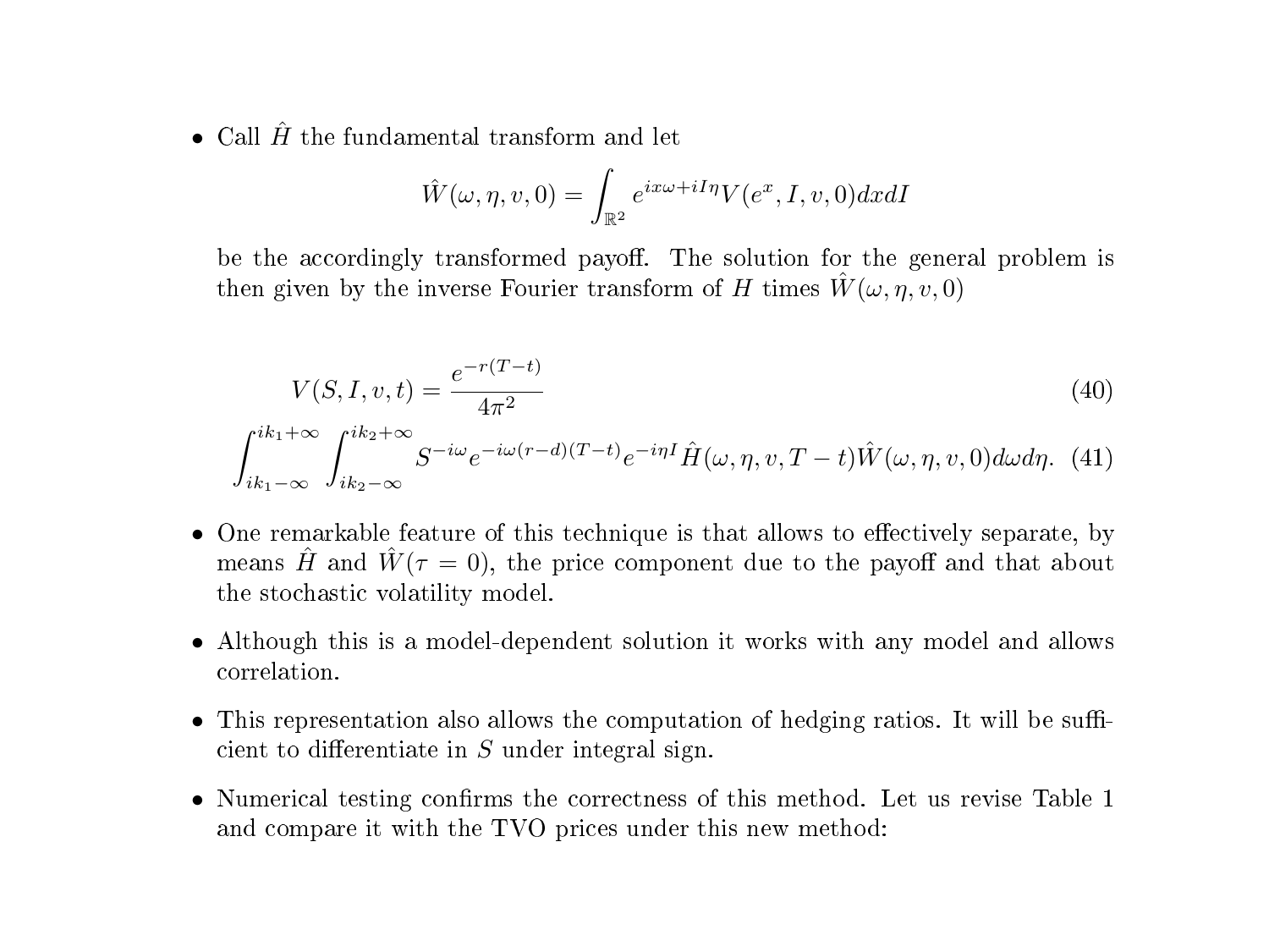- Call $\hat{H}$ the fundamental transform and let

$$\hat{W}(\omega, \eta, v, 0) = \int_{\mathbb{R}^2} e^{ix\omega + iI\eta} V(e^x, I, v, 0) dx dI$$

be the accordingly transformed payoff. The solution for the general problem is then given by the inverse Fourier transform of $H$ times $\hat{W}(\omega, \eta, v, 0)$

$$V(S, I, v, t) = \frac{e^{-r(T-t)}}{4\pi^2} \tag{40}$$

$$\int_{ik_1-\infty}^{ik_1+\infty} \int_{ik_2-\infty}^{ik_2+\infty} S^{-i\omega} e^{-i\omega(r-d)(T-t)} e^{-i\eta I} \hat{H}(\omega, \eta, v, T-t) \hat{W}(\omega, \eta, v, 0) d\omega d\eta. \tag{41}$$

- One remarkable feature of this technique is that allows to effectively separate, by means $\hat{H}$ and $\hat{W}(\tau = 0)$, the price component due to the payoff and that about the stochastic volatility model.

- Although this is a model-dependent solution it works with any model and allows correlation.

- This representation also allows the computation of hedging ratios. It will be sufficient to differentiate in $S$ under integral sign.

- Numerical testing confirms the correctness of this method. Let us revise Table 1 and compare it with the TVO prices under this new method: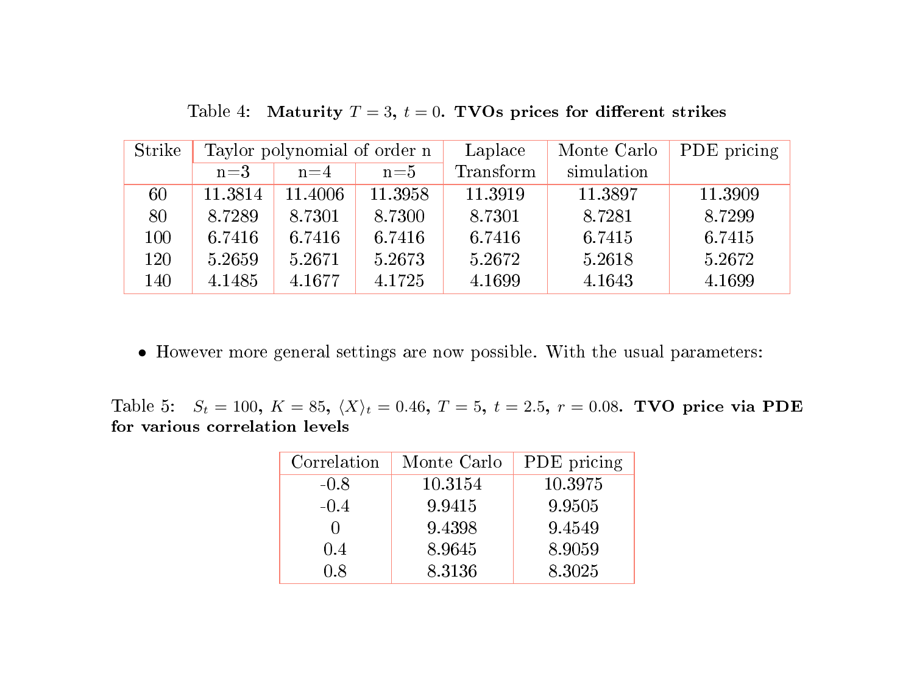Table 4: **Maturity $T = 3$, $t = 0$. TVOs prices for different strikes**

| Strike | Taylor polynomial of order n | | | Laplace Transform | Monte Carlo simulation | PDE pricing |
|---|---|---|---|---|---|---|
| | n=3 | n=4 | n=5 | | | |
| 60 | 11.3814 | 11.4006 | 11.3958 | 11.3919 | 11.3897 | 11.3909 |
| 80 | 8.7289 | 8.7301 | 8.7300 | 8.7301 | 8.7281 | 8.7299 |
| 100 | 6.7416 | 6.7416 | 6.7416 | 6.7416 | 6.7415 | 6.7415 |
| 120 | 5.2659 | 5.2671 | 5.2673 | 5.2672 | 5.2618 | 5.2672 |
| 140 | 4.1485 | 4.1677 | 4.1725 | 4.1699 | 4.1643 | 4.1699 |

- However more general settings are now possible. With the usual parameters:

Table 5: $S_t = 100$, $K = 85$, $\langle X \rangle_t = 0.46$, $T = 5$, $t = 2.5$, $r = 0.08$. **TVO price via PDE for various correlation levels**

| Correlation | Monte Carlo | PDE pricing |
|---|---|---|
| -0.8 | 10.3154 | 10.3975 |
| -0.4 | 9.9415 | 9.9505 |
| 0 | 9.4398 | 9.4549 |
| 0.4 | 8.9645 | 8.9059 |
| 0.8 | 8.3136 | 8.3025 |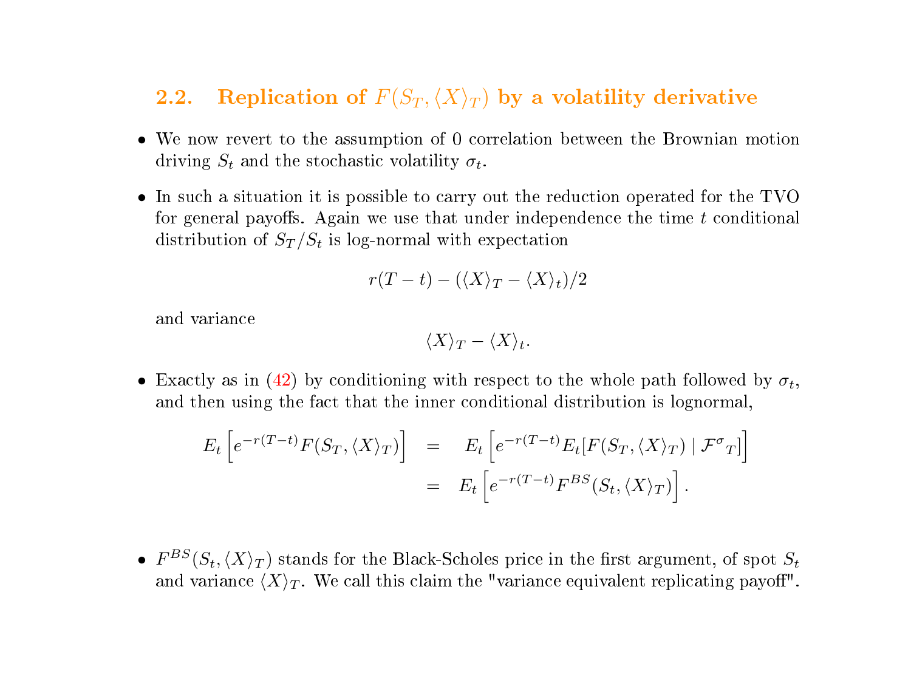## 2.2. Replication of $F(S_T, \langle X \rangle_T)$ by a volatility derivative

- We now revert to the assumption of 0 correlation between the Brownian motion driving $S_t$ and the stochastic volatility $\sigma_t$.

- In such a situation it is possible to carry out the reduction operated for the TVO for general payoffs. Again we use that under independence the time $t$ conditional distribution of $S_T/S_t$ is log-normal with expectation

$$r(T-t) - (\langle X \rangle_T - \langle X \rangle_t)/2$$

  and variance

$$\langle X \rangle_T - \langle X \rangle_t.$$

- Exactly as in (42) by conditioning with respect to the whole path followed by $\sigma_t$, and then using the fact that the inner conditional distribution is lognormal,

$$\begin{aligned} E_t\left[e^{-r(T-t)}F(S_T, \langle X \rangle_T)\right] &= E_t\left[e^{-r(T-t)}E_t[F(S_T, \langle X \rangle_T) \mid \mathcal{F}^{\sigma}{}_T]\right] \\ &= E_t\left[e^{-r(T-t)}F^{BS}(S_t, \langle X \rangle_T)\right]. \end{aligned}$$

- $F^{BS}(S_t, \langle X \rangle_T)$ stands for the Black-Scholes price in the first argument, of spot $S_t$ and variance $\langle X \rangle_T$. We call this claim the "variance equivalent replicating payoff".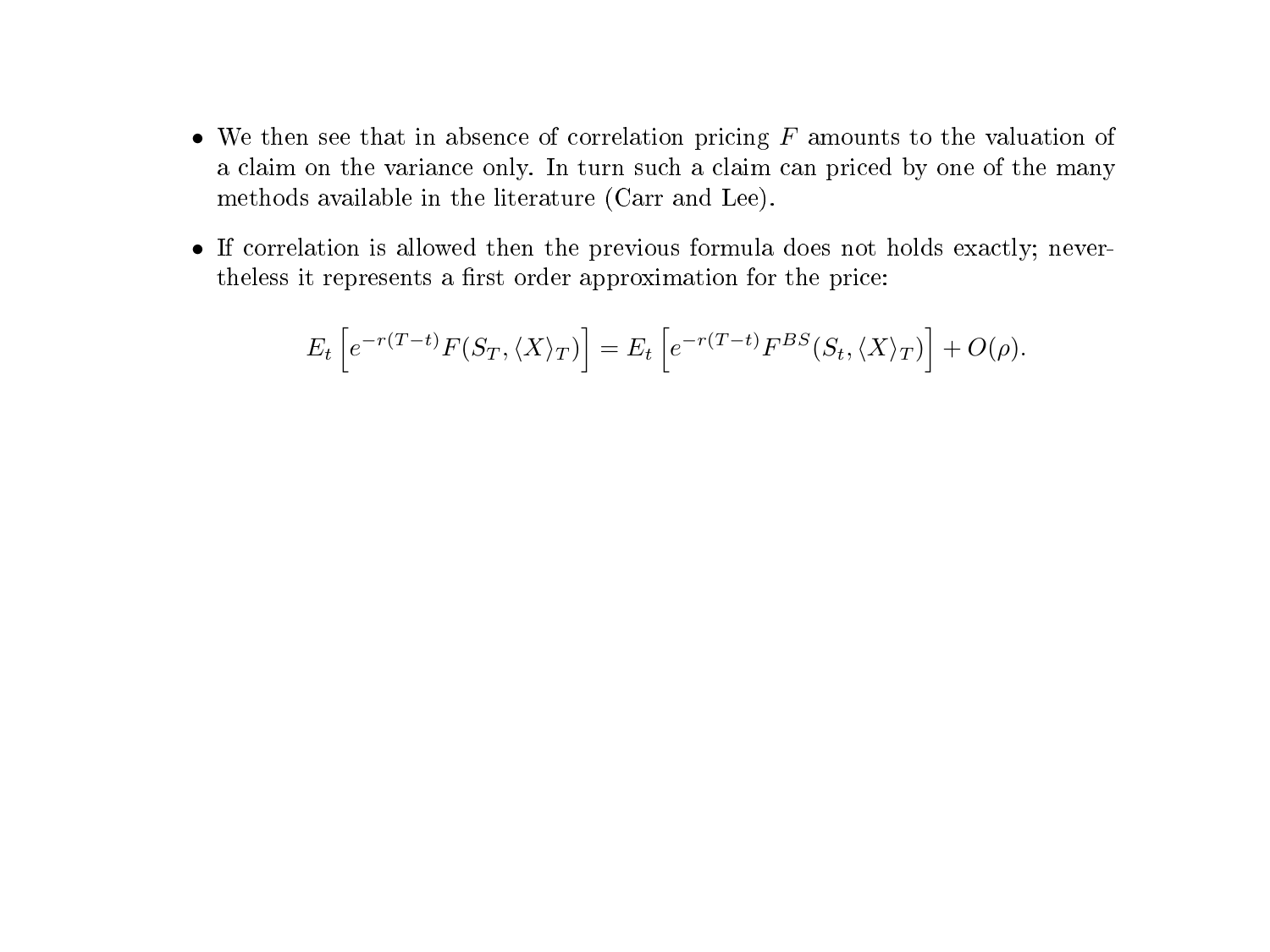- We then see that in absence of correlation pricing $F$ amounts to the valuation of a claim on the variance only. In turn such a claim can priced by one of the many methods available in the literature (Carr and Lee).

- If correlation is allowed then the previous formula does not holds exactly; nevertheless it represents a first order approximation for the price:

$$E_t\left[e^{-r(T-t)}F(S_T, \langle X\rangle_T)\right] = E_t\left[e^{-r(T-t)}F^{BS}(S_t, \langle X\rangle_T)\right] + O(\rho).$$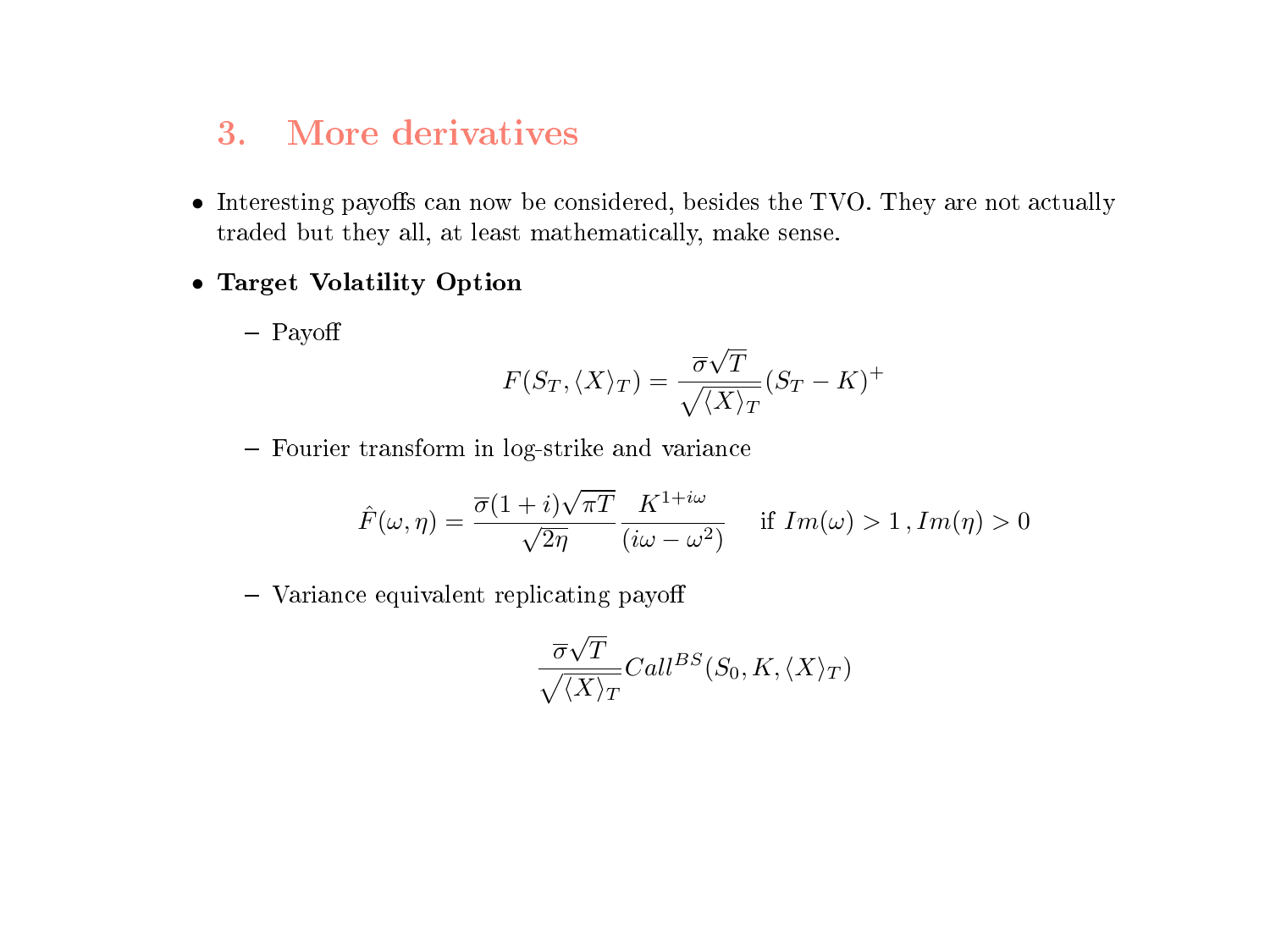## 3. More derivatives

- Interesting payoffs can now be considered, besides the TVO. They are not actually traded but they all, at least mathematically, make sense.

- **Target Volatility Option**

  - Payoff

$$F(S_T, \langle X \rangle_T) = \frac{\overline{\sigma}\sqrt{T}}{\sqrt{\langle X \rangle_T}}(S_T - K)^+$$

  - Fourier transform in log-strike and variance

$$\hat{F}(\omega, \eta) = \frac{\overline{\sigma}(1+i)\sqrt{\pi T}}{\sqrt{2\eta}} \frac{K^{1+i\omega}}{(i\omega - \omega^2)} \quad \text{if } Im(\omega) > 1 \, , Im(\eta) > 0$$

  - Variance equivalent replicating payoff

$$\frac{\overline{\sigma}\sqrt{T}}{\sqrt{\langle X \rangle_T}} Call^{BS}(S_0, K, \langle X \rangle_T)$$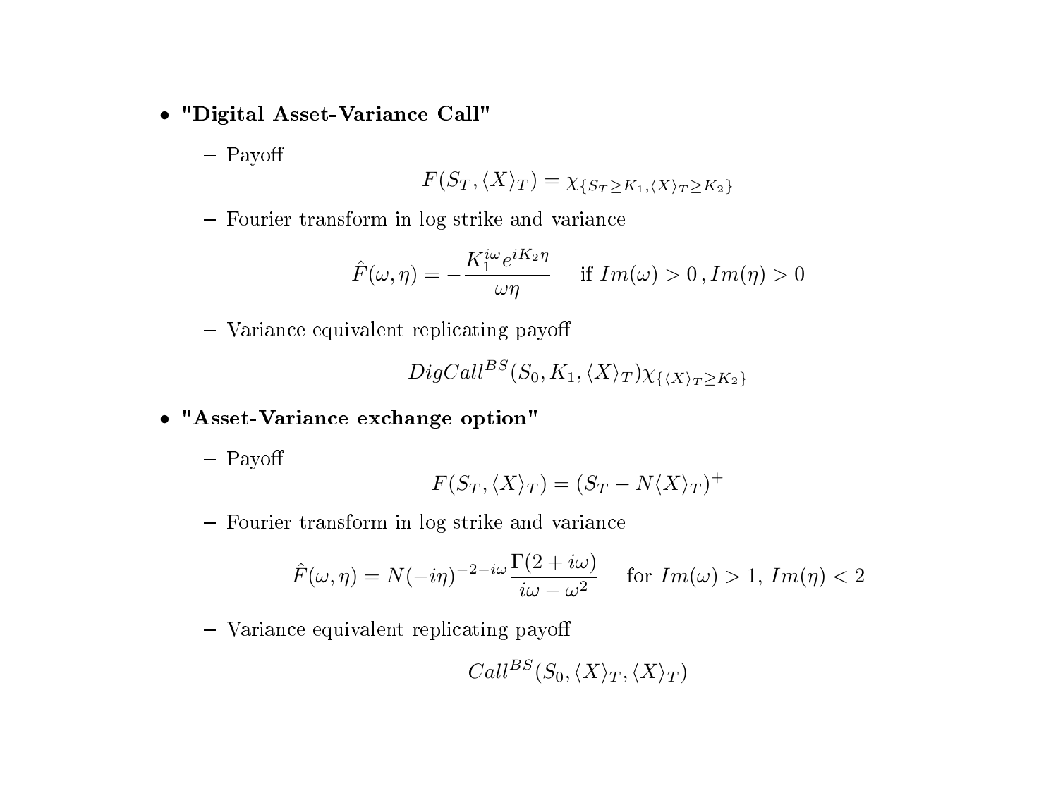- **"Digital Asset-Variance Call"**

  - Payoff

$$F(S_T, \langle X \rangle_T) = \chi_{\{S_T \geq K_1, \langle X \rangle_T \geq K_2\}}$$

  - Fourier transform in log-strike and variance

$$\hat{F}(\omega, \eta) = -\frac{K_1^{i\omega} e^{iK_2 \eta}}{\omega \eta} \quad \text{if } Im(\omega) > 0 \, , Im(\eta) > 0$$

  - Variance equivalent replicating payoff

$$DigCall^{BS}(S_0, K_1, \langle X \rangle_T) \chi_{\{\langle X \rangle_T \geq K_2\}}$$

- **"Asset-Variance exchange option"**

  - Payoff

$$F(S_T, \langle X \rangle_T) = (S_T - N \langle X \rangle_T)^+$$

  - Fourier transform in log-strike and variance

$$\hat{F}(\omega, \eta) = N(-i\eta)^{-2-i\omega} \frac{\Gamma(2 + i\omega)}{i\omega - \omega^2} \quad \text{for } Im(\omega) > 1, \, Im(\eta) < 2$$

  - Variance equivalent replicating payoff

$$Call^{BS}(S_0, \langle X \rangle_T, \langle X \rangle_T)$$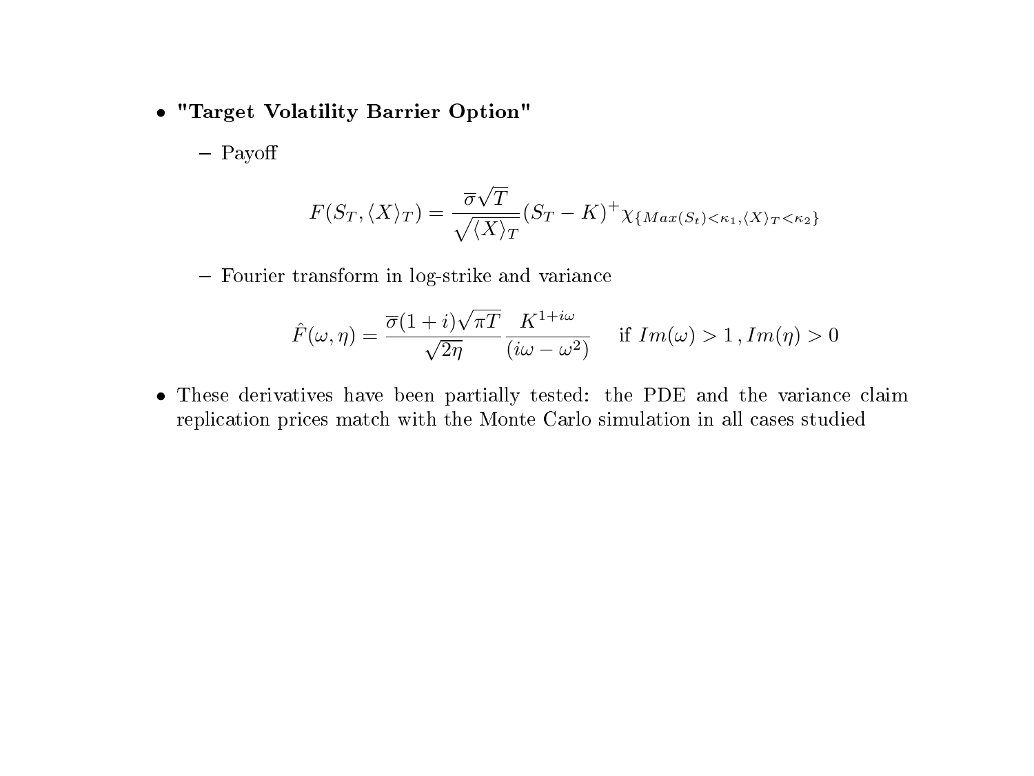- **"Target Volatility Barrier Option"**

  - Payoff

$$F(S_T, \langle X \rangle_T) = \frac{\overline{\sigma}\sqrt{T}}{\sqrt{\langle X \rangle_T}} (S_T - K)^+ \chi_{\{Max(S_t) < \kappa_1, \langle X \rangle_T < \kappa_2\}}$$

  - Fourier transform in log-strike and variance

$$\hat{F}(\omega, \eta) = \frac{\overline{\sigma}(1+i)\sqrt{\pi T}}{\sqrt{2\eta}} \frac{K^{1+i\omega}}{(i\omega - \omega^2)} \quad \text{if } Im(\omega) > 1 \,, Im(\eta) > 0$$

- These derivatives have been partially tested: the PDE and the variance claim replication prices match with the Monte Carlo simulation in all cases studied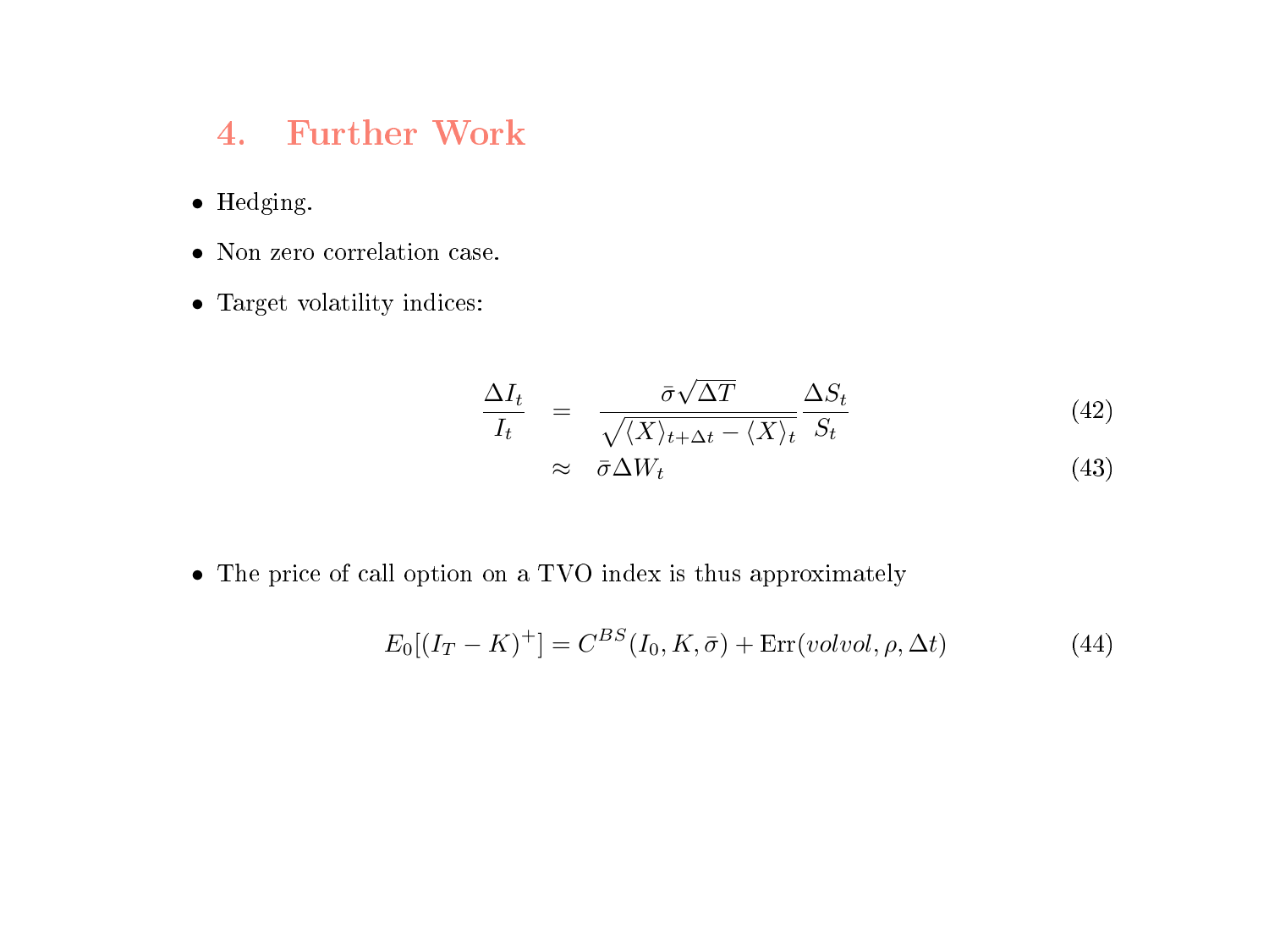## 4. Further Work

- Hedging.
- Non zero correlation case.
- Target volatility indices:

$$
\begin{aligned}
\frac{\Delta I_t}{I_t} &= \frac{\bar{\sigma}\sqrt{\Delta T}}{\sqrt{\langle X \rangle_{t+\Delta t} - \langle X \rangle_t}} \frac{\Delta S_t}{S_t} && (42) \\
&\approx \bar{\sigma} \Delta W_t && (43)
\end{aligned}
$$

- The price of call option on a TVO index is thus approximately

$$
E_0[(I_T - K)^+] = C^{BS}(I_0, K, \bar{\sigma}) + \text{Err}(volvol, \rho, \Delta t) \qquad (44)
$$